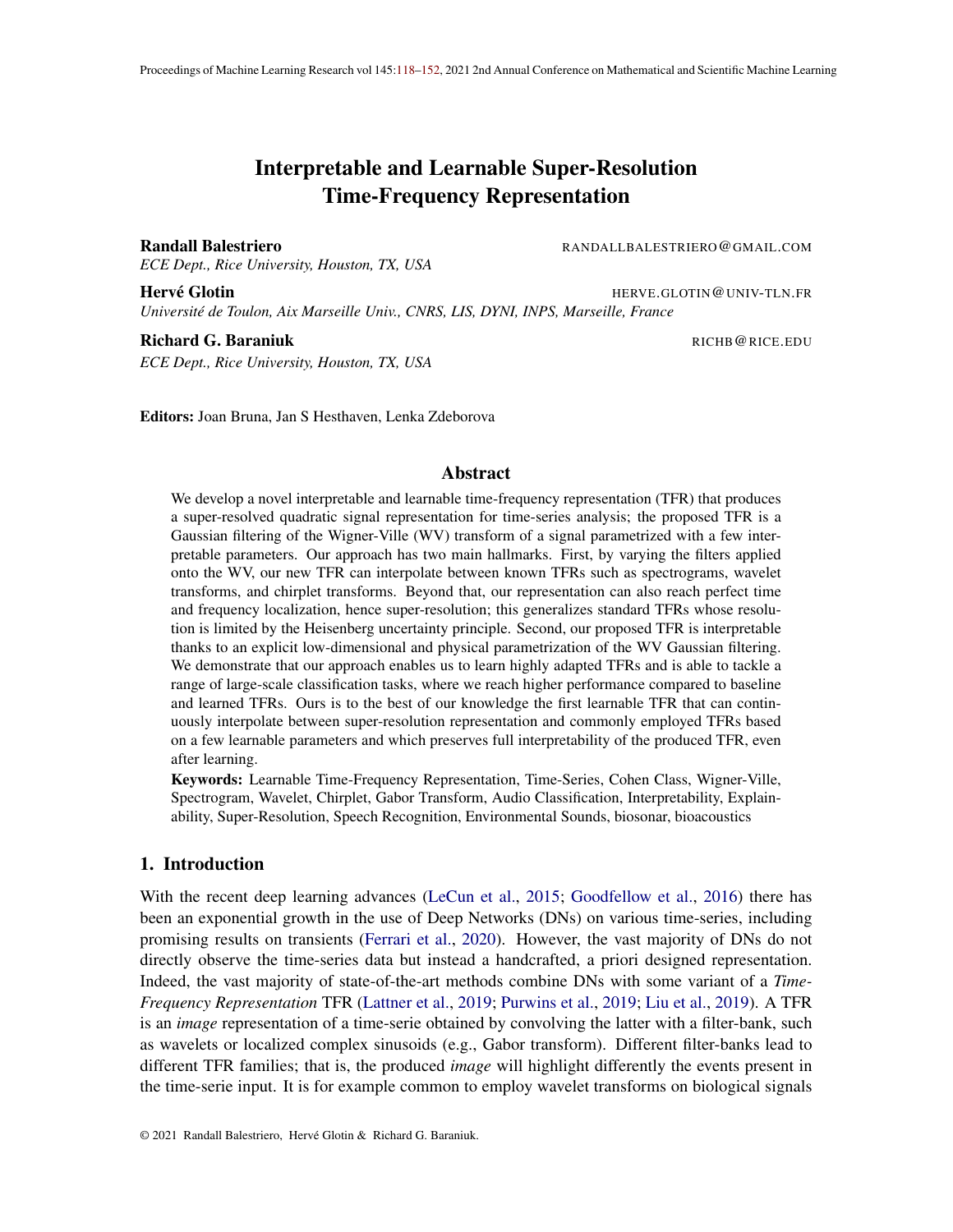# Interpretable and Learnable Super-Resolution Time-Frequency Representation

**Randall Balestriero** RANDALLBALESTRIERO@GMAIL.COM
*ECE Dept., Rice University, Houston, TX, USA*

**Hervé Glotin** HERVE.GLOTIN@UNIV-TLN.FR
*Université de Toulon, Aix Marseille Univ., CNRS, LIS, DYNI, INPS, Marseille, France*

**Richard G. Baraniuk** RICHB@RICE.EDU
*ECE Dept., Rice University, Houston, TX, USA*

**Editors:** Joan Bruna, Jan S Hesthaven, Lenka Zdeborova

## Abstract

We develop a novel interpretable and learnable time-frequency representation (TFR) that produces a super-resolved quadratic signal representation for time-series analysis; the proposed TFR is a Gaussian filtering of the Wigner-Ville (WV) transform of a signal parametrized with a few interpretable parameters. Our approach has two main hallmarks. First, by varying the filters applied onto the WV, our new TFR can interpolate between known TFRs such as spectrograms, wavelet transforms, and chirplet transforms. Beyond that, our representation can also reach perfect time and frequency localization, hence super-resolution; this generalizes standard TFRs whose resolution is limited by the Heisenberg uncertainty principle. Second, our proposed TFR is interpretable thanks to an explicit low-dimensional and physical parametrization of the WV Gaussian filtering. We demonstrate that our approach enables us to learn highly adapted TFRs and is able to tackle a range of large-scale classification tasks, where we reach higher performance compared to baseline and learned TFRs. Ours is to the best of our knowledge the first learnable TFR that can continuously interpolate between super-resolution representation and commonly employed TFRs based on a few learnable parameters and which preserves full interpretability of the produced TFR, even after learning.

**Keywords:** Learnable Time-Frequency Representation, Time-Series, Cohen Class, Wigner-Ville, Spectrogram, Wavelet, Chirplet, Gabor Transform, Audio Classification, Interpretability, Explainability, Super-Resolution, Speech Recognition, Environmental Sounds, biosonar, bioacoustics

## 1. Introduction

With the recent deep learning advances (LeCun et al., 2015; Goodfellow et al., 2016) there has been an exponential growth in the use of Deep Networks (DNs) on various time-series, including promising results on transients (Ferrari et al., 2020). However, the vast majority of DNs do not directly observe the time-series data but instead a handcrafted, a priori designed representation. Indeed, the vast majority of state-of-the-art methods combine DNs with some variant of a *Time-Frequency Representation* TFR (Lattner et al., 2019; Purwins et al., 2019; Liu et al., 2019). A TFR is an *image* representation of a time-serie obtained by convolving the latter with a filter-bank, such as wavelets or localized complex sinusoids (e.g., Gabor transform). Different filter-banks lead to different TFR families; that is, the produced *image* will highlight differently the events present in the time-serie input. It is for example common to employ wavelet transforms on biological signals

© 2021 Randall Balestriero, Hervé Glotin & Richard G. Baraniuk.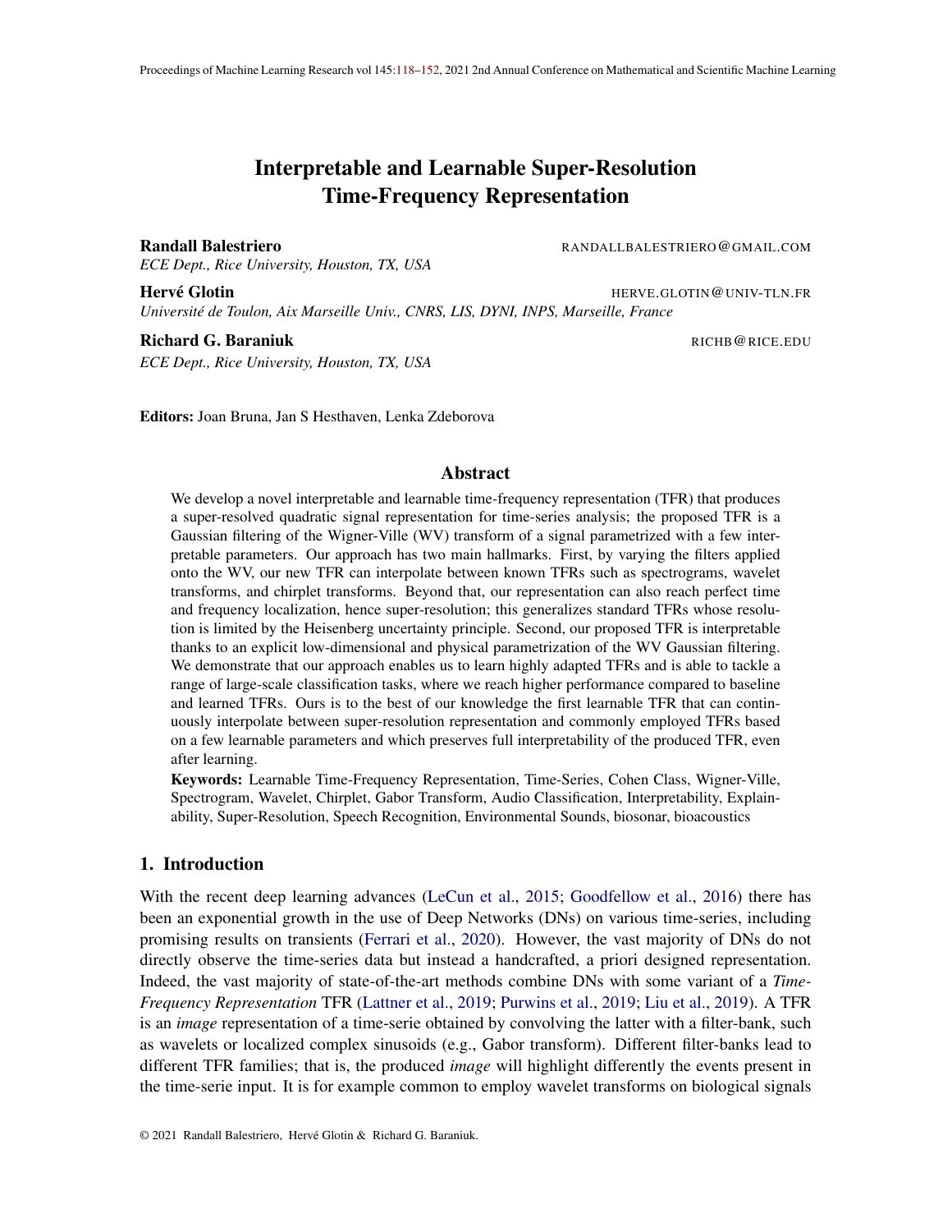# Interpretable and Learnable Super-Resolution Time-Frequency Representation

**Randall Balestriero** RANDALLBALESTRIERO@GMAIL.COM
*ECE Dept., Rice University, Houston, TX, USA*

**Hervé Glotin** HERVE.GLOTIN@UNIV-TLN.FR
*Université de Toulon, Aix Marseille Univ., CNRS, LIS, DYNI, INPS, Marseille, France*

**Richard G. Baraniuk** RICHB@RICE.EDU
*ECE Dept., Rice University, Houston, TX, USA*

**Editors:** Joan Bruna, Jan S Hesthaven, Lenka Zdeborova

## Abstract

We develop a novel interpretable and learnable time-frequency representation (TFR) that produces a super-resolved quadratic signal representation for time-series analysis; the proposed TFR is a Gaussian filtering of the Wigner-Ville (WV) transform of a signal parametrized with a few interpretable parameters. Our approach has two main hallmarks. First, by varying the filters applied onto the WV, our new TFR can interpolate between known TFRs such as spectrograms, wavelet transforms, and chirplet transforms. Beyond that, our representation can also reach perfect time and frequency localization, hence super-resolution; this generalizes standard TFRs whose resolution is limited by the Heisenberg uncertainty principle. Second, our proposed TFR is interpretable thanks to an explicit low-dimensional and physical parametrization of the WV Gaussian filtering. We demonstrate that our approach enables us to learn highly adapted TFRs and is able to tackle a range of large-scale classification tasks, where we reach higher performance compared to baseline and learned TFRs. Ours is to the best of our knowledge the first learnable TFR that can continuously interpolate between super-resolution representation and commonly employed TFRs based on a few learnable parameters and which preserves full interpretability of the produced TFR, even after learning.

**Keywords:** Learnable Time-Frequency Representation, Time-Series, Cohen Class, Wigner-Ville, Spectrogram, Wavelet, Chirplet, Gabor Transform, Audio Classification, Interpretability, Explainability, Super-Resolution, Speech Recognition, Environmental Sounds, biosonar, bioacoustics

## 1. Introduction

With the recent deep learning advances (LeCun et al., 2015; Goodfellow et al., 2016) there has been an exponential growth in the use of Deep Networks (DNs) on various time-series, including promising results on transients (Ferrari et al., 2020). However, the vast majority of DNs do not directly observe the time-series data but instead a handcrafted, a priori designed representation. Indeed, the vast majority of state-of-the-art methods combine DNs with some variant of a *Time-Frequency Representation* TFR (Lattner et al., 2019; Purwins et al., 2019; Liu et al., 2019). A TFR is an *image* representation of a time-serie obtained by convolving the latter with a filter-bank, such as wavelets or localized complex sinusoids (e.g., Gabor transform). Different filter-banks lead to different TFR families; that is, the produced *image* will highlight differently the events present in the time-serie input. It is for example common to employ wavelet transforms on biological signals

© 2021 Randall Balestriero, Hervé Glotin & Richard G. Baraniuk.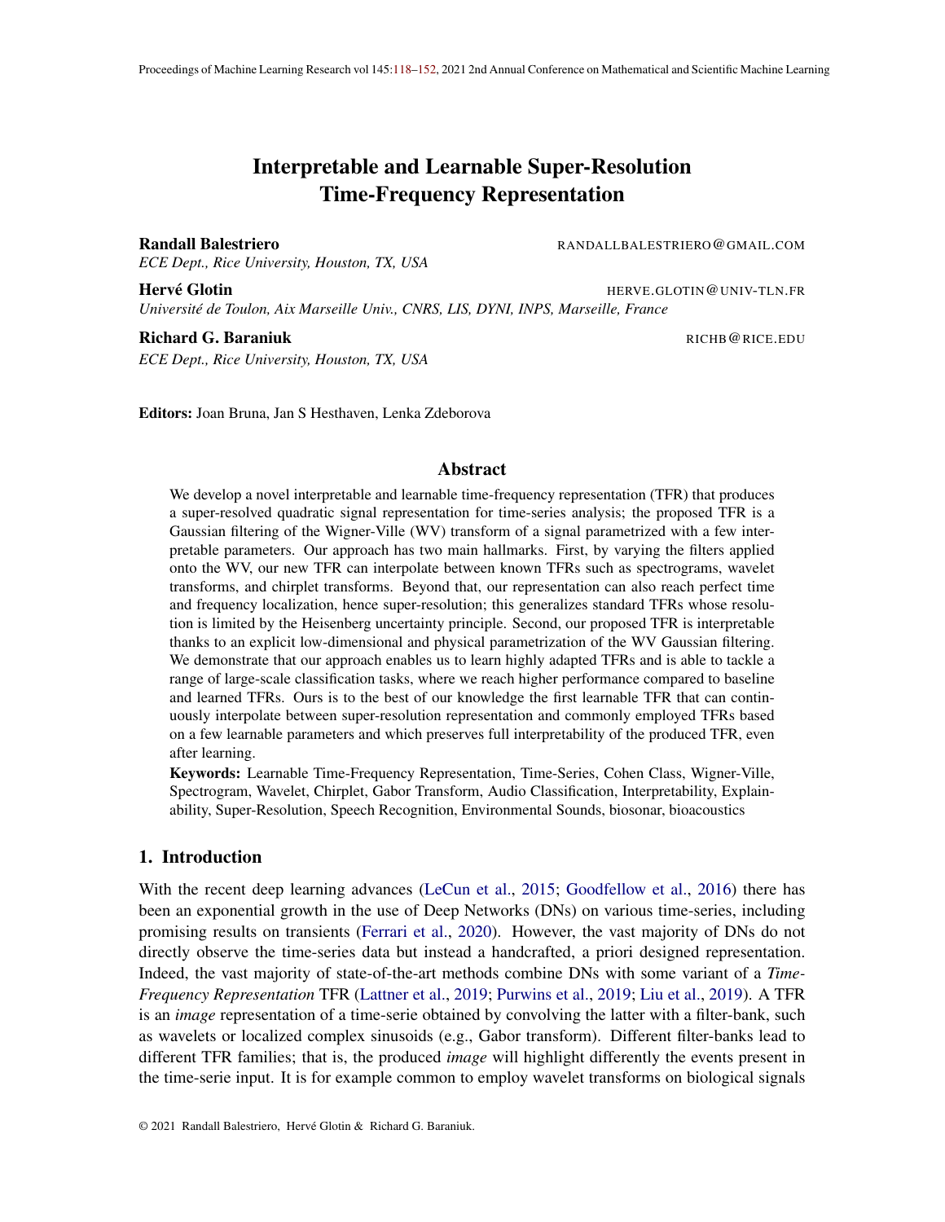# Interpretable and Learnable Super-Resolution Time-Frequency Representation

**Randall Balestriero** RANDALLBALESTRIERO@GMAIL.COM
*ECE Dept., Rice University, Houston, TX, USA*

**Hervé Glotin** HERVE.GLOTIN@UNIV-TLN.FR
*Université de Toulon, Aix Marseille Univ., CNRS, LIS, DYNI, INPS, Marseille, France*

**Richard G. Baraniuk** RICHB@RICE.EDU
*ECE Dept., Rice University, Houston, TX, USA*

**Editors:** Joan Bruna, Jan S Hesthaven, Lenka Zdeborova

## Abstract

We develop a novel interpretable and learnable time-frequency representation (TFR) that produces a super-resolved quadratic signal representation for time-series analysis; the proposed TFR is a Gaussian filtering of the Wigner-Ville (WV) transform of a signal parametrized with a few interpretable parameters. Our approach has two main hallmarks. First, by varying the filters applied onto the WV, our new TFR can interpolate between known TFRs such as spectrograms, wavelet transforms, and chirplet transforms. Beyond that, our representation can also reach perfect time and frequency localization, hence super-resolution; this generalizes standard TFRs whose resolution is limited by the Heisenberg uncertainty principle. Second, our proposed TFR is interpretable thanks to an explicit low-dimensional and physical parametrization of the WV Gaussian filtering. We demonstrate that our approach enables us to learn highly adapted TFRs and is able to tackle a range of large-scale classification tasks, where we reach higher performance compared to baseline and learned TFRs. Ours is to the best of our knowledge the first learnable TFR that can continuously interpolate between super-resolution representation and commonly employed TFRs based on a few learnable parameters and which preserves full interpretability of the produced TFR, even after learning.

**Keywords:** Learnable Time-Frequency Representation, Time-Series, Cohen Class, Wigner-Ville, Spectrogram, Wavelet, Chirplet, Gabor Transform, Audio Classification, Interpretability, Explainability, Super-Resolution, Speech Recognition, Environmental Sounds, biosonar, bioacoustics

## 1. Introduction

With the recent deep learning advances (LeCun et al., 2015; Goodfellow et al., 2016) there has been an exponential growth in the use of Deep Networks (DNs) on various time-series, including promising results on transients (Ferrari et al., 2020). However, the vast majority of DNs do not directly observe the time-series data but instead a handcrafted, a priori designed representation. Indeed, the vast majority of state-of-the-art methods combine DNs with some variant of a *Time-Frequency Representation* TFR (Lattner et al., 2019; Purwins et al., 2019; Liu et al., 2019). A TFR is an *image* representation of a time-serie obtained by convolving the latter with a filter-bank, such as wavelets or localized complex sinusoids (e.g., Gabor transform). Different filter-banks lead to different TFR families; that is, the produced *image* will highlight differently the events present in the time-serie input. It is for example common to employ wavelet transforms on biological signals

© 2021 Randall Balestriero, Hervé Glotin & Richard G. Baraniuk.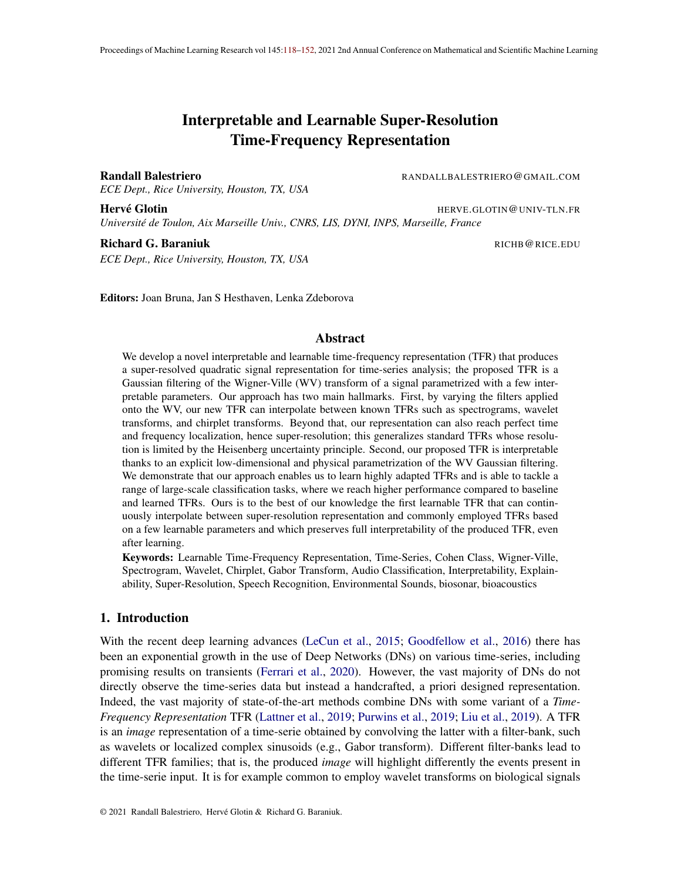# Interpretable and Learnable Super-Resolution Time-Frequency Representation

**Randall Balestriero** RANDALLBALESTRIERO@GMAIL.COM
*ECE Dept., Rice University, Houston, TX, USA*

**Hervé Glotin** HERVE.GLOTIN@UNIV-TLN.FR
*Université de Toulon, Aix Marseille Univ., CNRS, LIS, DYNI, INPS, Marseille, France*

**Richard G. Baraniuk** RICHB@RICE.EDU
*ECE Dept., Rice University, Houston, TX, USA*

**Editors:** Joan Bruna, Jan S Hesthaven, Lenka Zdeborova

## Abstract

We develop a novel interpretable and learnable time-frequency representation (TFR) that produces a super-resolved quadratic signal representation for time-series analysis; the proposed TFR is a Gaussian filtering of the Wigner-Ville (WV) transform of a signal parametrized with a few interpretable parameters. Our approach has two main hallmarks. First, by varying the filters applied onto the WV, our new TFR can interpolate between known TFRs such as spectrograms, wavelet transforms, and chirplet transforms. Beyond that, our representation can also reach perfect time and frequency localization, hence super-resolution; this generalizes standard TFRs whose resolution is limited by the Heisenberg uncertainty principle. Second, our proposed TFR is interpretable thanks to an explicit low-dimensional and physical parametrization of the WV Gaussian filtering. We demonstrate that our approach enables us to learn highly adapted TFRs and is able to tackle a range of large-scale classification tasks, where we reach higher performance compared to baseline and learned TFRs. Ours is to the best of our knowledge the first learnable TFR that can continuously interpolate between super-resolution representation and commonly employed TFRs based on a few learnable parameters and which preserves full interpretability of the produced TFR, even after learning.

**Keywords:** Learnable Time-Frequency Representation, Time-Series, Cohen Class, Wigner-Ville, Spectrogram, Wavelet, Chirplet, Gabor Transform, Audio Classification, Interpretability, Explainability, Super-Resolution, Speech Recognition, Environmental Sounds, biosonar, bioacoustics

## 1. Introduction

With the recent deep learning advances (LeCun et al., 2015; Goodfellow et al., 2016) there has been an exponential growth in the use of Deep Networks (DNs) on various time-series, including promising results on transients (Ferrari et al., 2020). However, the vast majority of DNs do not directly observe the time-series data but instead a handcrafted, a priori designed representation. Indeed, the vast majority of state-of-the-art methods combine DNs with some variant of a *Time-Frequency Representation* TFR (Lattner et al., 2019; Purwins et al., 2019; Liu et al., 2019). A TFR is an *image* representation of a time-serie obtained by convolving the latter with a filter-bank, such as wavelets or localized complex sinusoids (e.g., Gabor transform). Different filter-banks lead to different TFR families; that is, the produced *image* will highlight differently the events present in the time-serie input. It is for example common to employ wavelet transforms on biological signals

© 2021 Randall Balestriero, Hervé Glotin & Richard G. Baraniuk.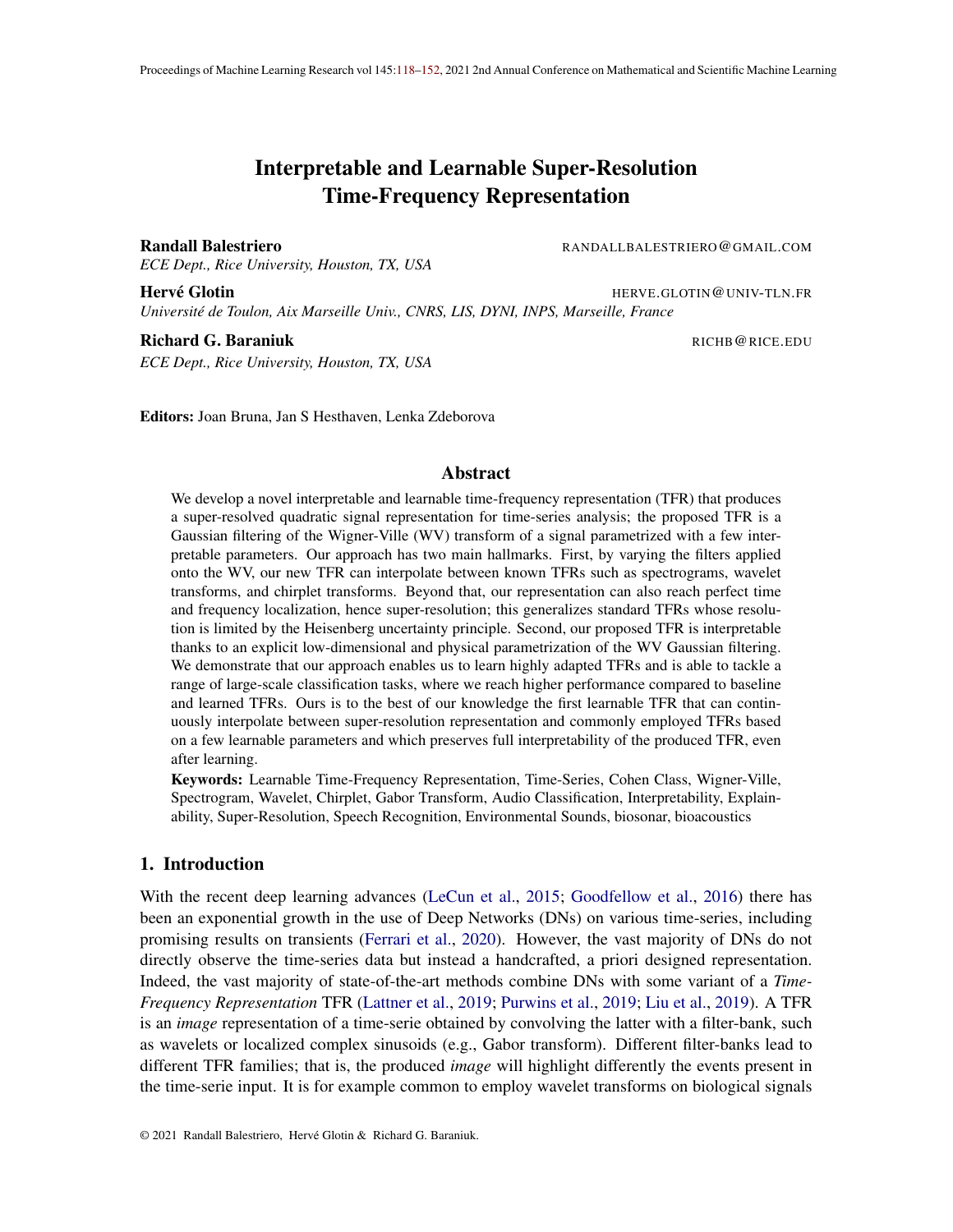# Interpretable and Learnable Super-Resolution Time-Frequency Representation

**Randall Balestriero** RANDALLBALESTRIERO@GMAIL.COM
*ECE Dept., Rice University, Houston, TX, USA*

**Hervé Glotin** HERVE.GLOTIN@UNIV-TLN.FR
*Université de Toulon, Aix Marseille Univ., CNRS, LIS, DYNI, INPS, Marseille, France*

**Richard G. Baraniuk** RICHB@RICE.EDU
*ECE Dept., Rice University, Houston, TX, USA*

**Editors:** Joan Bruna, Jan S Hesthaven, Lenka Zdeborova

## Abstract

We develop a novel interpretable and learnable time-frequency representation (TFR) that produces a super-resolved quadratic signal representation for time-series analysis; the proposed TFR is a Gaussian filtering of the Wigner-Ville (WV) transform of a signal parametrized with a few interpretable parameters. Our approach has two main hallmarks. First, by varying the filters applied onto the WV, our new TFR can interpolate between known TFRs such as spectrograms, wavelet transforms, and chirplet transforms. Beyond that, our representation can also reach perfect time and frequency localization, hence super-resolution; this generalizes standard TFRs whose resolution is limited by the Heisenberg uncertainty principle. Second, our proposed TFR is interpretable thanks to an explicit low-dimensional and physical parametrization of the WV Gaussian filtering. We demonstrate that our approach enables us to learn highly adapted TFRs and is able to tackle a range of large-scale classification tasks, where we reach higher performance compared to baseline and learned TFRs. Ours is to the best of our knowledge the first learnable TFR that can continuously interpolate between super-resolution representation and commonly employed TFRs based on a few learnable parameters and which preserves full interpretability of the produced TFR, even after learning.

**Keywords:** Learnable Time-Frequency Representation, Time-Series, Cohen Class, Wigner-Ville, Spectrogram, Wavelet, Chirplet, Gabor Transform, Audio Classification, Interpretability, Explainability, Super-Resolution, Speech Recognition, Environmental Sounds, biosonar, bioacoustics

## 1. Introduction

With the recent deep learning advances (LeCun et al., 2015; Goodfellow et al., 2016) there has been an exponential growth in the use of Deep Networks (DNs) on various time-series, including promising results on transients (Ferrari et al., 2020). However, the vast majority of DNs do not directly observe the time-series data but instead a handcrafted, a priori designed representation. Indeed, the vast majority of state-of-the-art methods combine DNs with some variant of a *Time-Frequency Representation* TFR (Lattner et al., 2019; Purwins et al., 2019; Liu et al., 2019). A TFR is an *image* representation of a time-serie obtained by convolving the latter with a filter-bank, such as wavelets or localized complex sinusoids (e.g., Gabor transform). Different filter-banks lead to different TFR families; that is, the produced *image* will highlight differently the events present in the time-serie input. It is for example common to employ wavelet transforms on biological signals

© 2021 Randall Balestriero, Hervé Glotin & Richard G. Baraniuk.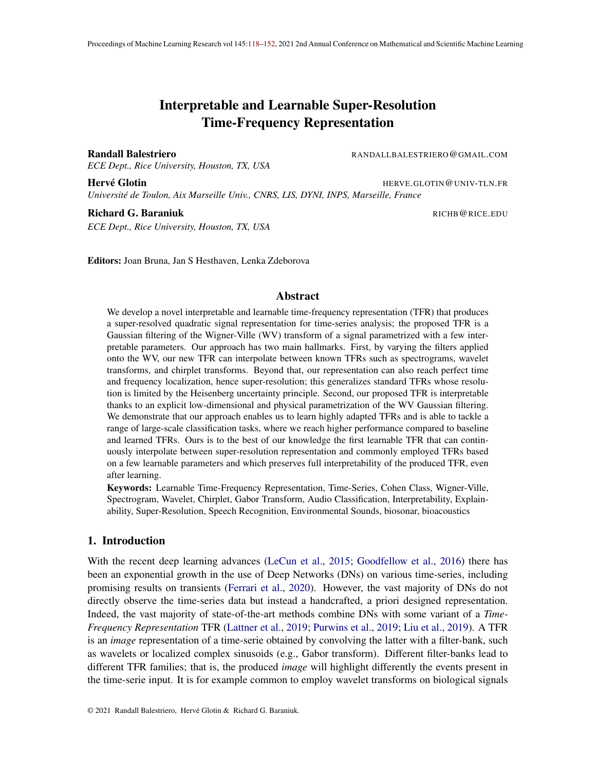# Interpretable and Learnable Super-Resolution Time-Frequency Representation

**Randall Balestriero** RANDALLBALESTRIERO@GMAIL.COM
*ECE Dept., Rice University, Houston, TX, USA*

**Hervé Glotin** HERVE.GLOTIN@UNIV-TLN.FR
*Université de Toulon, Aix Marseille Univ., CNRS, LIS, DYNI, INPS, Marseille, France*

**Richard G. Baraniuk** RICHB@RICE.EDU
*ECE Dept., Rice University, Houston, TX, USA*

**Editors:** Joan Bruna, Jan S Hesthaven, Lenka Zdeborova

## Abstract

We develop a novel interpretable and learnable time-frequency representation (TFR) that produces a super-resolved quadratic signal representation for time-series analysis; the proposed TFR is a Gaussian filtering of the Wigner-Ville (WV) transform of a signal parametrized with a few interpretable parameters. Our approach has two main hallmarks. First, by varying the filters applied onto the WV, our new TFR can interpolate between known TFRs such as spectrograms, wavelet transforms, and chirplet transforms. Beyond that, our representation can also reach perfect time and frequency localization, hence super-resolution; this generalizes standard TFRs whose resolution is limited by the Heisenberg uncertainty principle. Second, our proposed TFR is interpretable thanks to an explicit low-dimensional and physical parametrization of the WV Gaussian filtering. We demonstrate that our approach enables us to learn highly adapted TFRs and is able to tackle a range of large-scale classification tasks, where we reach higher performance compared to baseline and learned TFRs. Ours is to the best of our knowledge the first learnable TFR that can continuously interpolate between super-resolution representation and commonly employed TFRs based on a few learnable parameters and which preserves full interpretability of the produced TFR, even after learning.

**Keywords:** Learnable Time-Frequency Representation, Time-Series, Cohen Class, Wigner-Ville, Spectrogram, Wavelet, Chirplet, Gabor Transform, Audio Classification, Interpretability, Explainability, Super-Resolution, Speech Recognition, Environmental Sounds, biosonar, bioacoustics

## 1. Introduction

With the recent deep learning advances (LeCun et al., 2015; Goodfellow et al., 2016) there has been an exponential growth in the use of Deep Networks (DNs) on various time-series, including promising results on transients (Ferrari et al., 2020). However, the vast majority of DNs do not directly observe the time-series data but instead a handcrafted, a priori designed representation. Indeed, the vast majority of state-of-the-art methods combine DNs with some variant of a *Time-Frequency Representation* TFR (Lattner et al., 2019; Purwins et al., 2019; Liu et al., 2019). A TFR is an *image* representation of a time-serie obtained by convolving the latter with a filter-bank, such as wavelets or localized complex sinusoids (e.g., Gabor transform). Different filter-banks lead to different TFR families; that is, the produced *image* will highlight differently the events present in the time-serie input. It is for example common to employ wavelet transforms on biological signals

© 2021 Randall Balestriero, Hervé Glotin & Richard G. Baraniuk.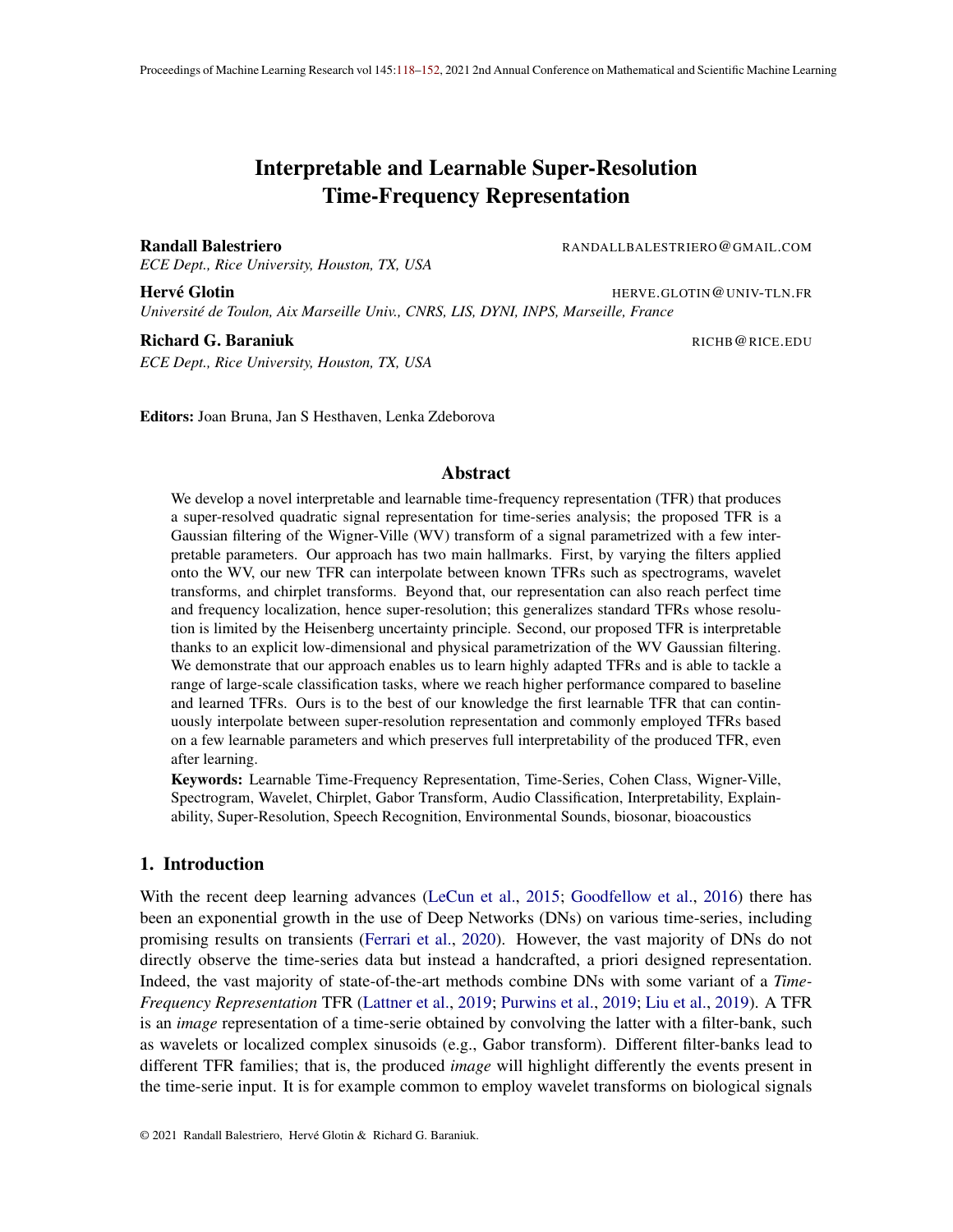# Interpretable and Learnable Super-Resolution Time-Frequency Representation

**Randall Balestriero** RANDALLBALESTRIERO@GMAIL.COM
*ECE Dept., Rice University, Houston, TX, USA*

**Hervé Glotin** HERVE.GLOTIN@UNIV-TLN.FR
*Université de Toulon, Aix Marseille Univ., CNRS, LIS, DYNI, INPS, Marseille, France*

**Richard G. Baraniuk** RICHB@RICE.EDU
*ECE Dept., Rice University, Houston, TX, USA*

**Editors:** Joan Bruna, Jan S Hesthaven, Lenka Zdeborova

## Abstract

We develop a novel interpretable and learnable time-frequency representation (TFR) that produces a super-resolved quadratic signal representation for time-series analysis; the proposed TFR is a Gaussian filtering of the Wigner-Ville (WV) transform of a signal parametrized with a few interpretable parameters. Our approach has two main hallmarks. First, by varying the filters applied onto the WV, our new TFR can interpolate between known TFRs such as spectrograms, wavelet transforms, and chirplet transforms. Beyond that, our representation can also reach perfect time and frequency localization, hence super-resolution; this generalizes standard TFRs whose resolution is limited by the Heisenberg uncertainty principle. Second, our proposed TFR is interpretable thanks to an explicit low-dimensional and physical parametrization of the WV Gaussian filtering. We demonstrate that our approach enables us to learn highly adapted TFRs and is able to tackle a range of large-scale classification tasks, where we reach higher performance compared to baseline and learned TFRs. Ours is to the best of our knowledge the first learnable TFR that can continuously interpolate between super-resolution representation and commonly employed TFRs based on a few learnable parameters and which preserves full interpretability of the produced TFR, even after learning.

**Keywords:** Learnable Time-Frequency Representation, Time-Series, Cohen Class, Wigner-Ville, Spectrogram, Wavelet, Chirplet, Gabor Transform, Audio Classification, Interpretability, Explainability, Super-Resolution, Speech Recognition, Environmental Sounds, biosonar, bioacoustics

## 1. Introduction

With the recent deep learning advances (LeCun et al., 2015; Goodfellow et al., 2016) there has been an exponential growth in the use of Deep Networks (DNs) on various time-series, including promising results on transients (Ferrari et al., 2020). However, the vast majority of DNs do not directly observe the time-series data but instead a handcrafted, a priori designed representation. Indeed, the vast majority of state-of-the-art methods combine DNs with some variant of a *Time-Frequency Representation* TFR (Lattner et al., 2019; Purwins et al., 2019; Liu et al., 2019). A TFR is an *image* representation of a time-serie obtained by convolving the latter with a filter-bank, such as wavelets or localized complex sinusoids (e.g., Gabor transform). Different filter-banks lead to different TFR families; that is, the produced *image* will highlight differently the events present in the time-serie input. It is for example common to employ wavelet transforms on biological signals

© 2021 Randall Balestriero, Hervé Glotin & Richard G. Baraniuk.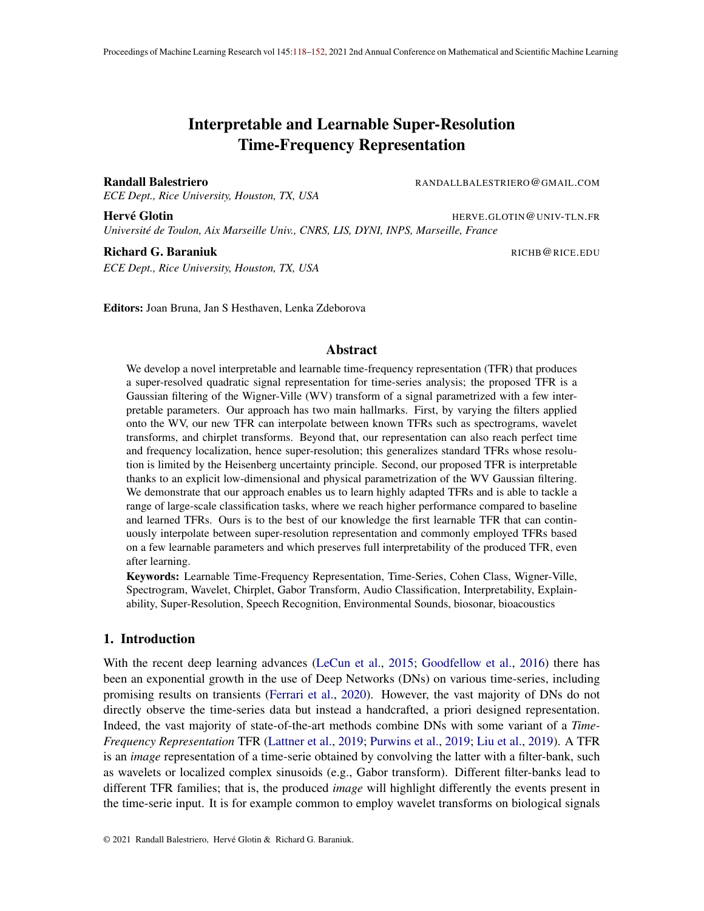# Interpretable and Learnable Super-Resolution Time-Frequency Representation

**Randall Balestriero** RANDALLBALESTRIERO@GMAIL.COM
*ECE Dept., Rice University, Houston, TX, USA*

**Hervé Glotin** HERVE.GLOTIN@UNIV-TLN.FR
*Université de Toulon, Aix Marseille Univ., CNRS, LIS, DYNI, INPS, Marseille, France*

**Richard G. Baraniuk** RICHB@RICE.EDU
*ECE Dept., Rice University, Houston, TX, USA*

**Editors:** Joan Bruna, Jan S Hesthaven, Lenka Zdeborova

## Abstract

We develop a novel interpretable and learnable time-frequency representation (TFR) that produces a super-resolved quadratic signal representation for time-series analysis; the proposed TFR is a Gaussian filtering of the Wigner-Ville (WV) transform of a signal parametrized with a few interpretable parameters. Our approach has two main hallmarks. First, by varying the filters applied onto the WV, our new TFR can interpolate between known TFRs such as spectrograms, wavelet transforms, and chirplet transforms. Beyond that, our representation can also reach perfect time and frequency localization, hence super-resolution; this generalizes standard TFRs whose resolution is limited by the Heisenberg uncertainty principle. Second, our proposed TFR is interpretable thanks to an explicit low-dimensional and physical parametrization of the WV Gaussian filtering. We demonstrate that our approach enables us to learn highly adapted TFRs and is able to tackle a range of large-scale classification tasks, where we reach higher performance compared to baseline and learned TFRs. Ours is to the best of our knowledge the first learnable TFR that can continuously interpolate between super-resolution representation and commonly employed TFRs based on a few learnable parameters and which preserves full interpretability of the produced TFR, even after learning.

**Keywords:** Learnable Time-Frequency Representation, Time-Series, Cohen Class, Wigner-Ville, Spectrogram, Wavelet, Chirplet, Gabor Transform, Audio Classification, Interpretability, Explainability, Super-Resolution, Speech Recognition, Environmental Sounds, biosonar, bioacoustics

## 1. Introduction

With the recent deep learning advances (LeCun et al., 2015; Goodfellow et al., 2016) there has been an exponential growth in the use of Deep Networks (DNs) on various time-series, including promising results on transients (Ferrari et al., 2020). However, the vast majority of DNs do not directly observe the time-series data but instead a handcrafted, a priori designed representation. Indeed, the vast majority of state-of-the-art methods combine DNs with some variant of a *Time-Frequency Representation* TFR (Lattner et al., 2019; Purwins et al., 2019; Liu et al., 2019). A TFR is an *image* representation of a time-serie obtained by convolving the latter with a filter-bank, such as wavelets or localized complex sinusoids (e.g., Gabor transform). Different filter-banks lead to different TFR families; that is, the produced *image* will highlight differently the events present in the time-serie input. It is for example common to employ wavelet transforms on biological signals

© 2021 Randall Balestriero, Hervé Glotin & Richard G. Baraniuk.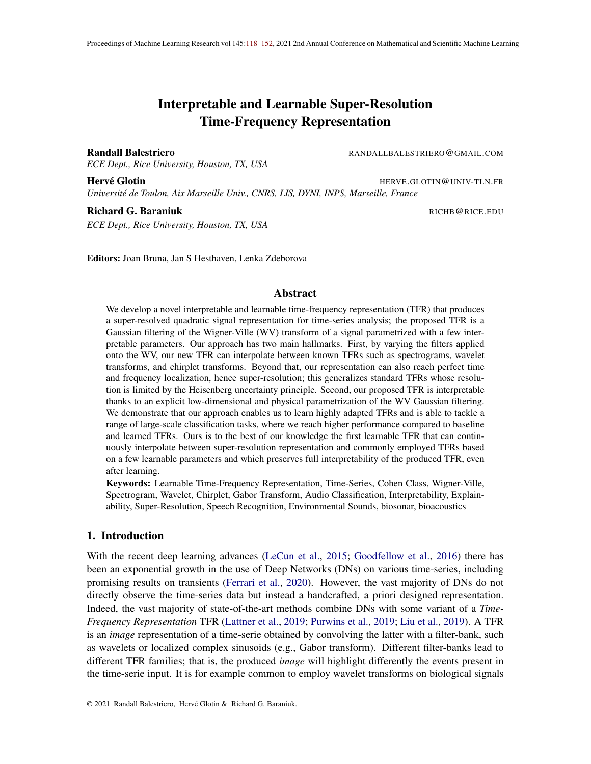# Interpretable and Learnable Super-Resolution Time-Frequency Representation

**Randall Balestriero** RANDALLBALESTRIERO@GMAIL.COM
*ECE Dept., Rice University, Houston, TX, USA*

**Hervé Glotin** HERVE.GLOTIN@UNIV-TLN.FR
*Université de Toulon, Aix Marseille Univ., CNRS, LIS, DYNI, INPS, Marseille, France*

**Richard G. Baraniuk** RICHB@RICE.EDU
*ECE Dept., Rice University, Houston, TX, USA*

**Editors:** Joan Bruna, Jan S Hesthaven, Lenka Zdeborova

## Abstract

We develop a novel interpretable and learnable time-frequency representation (TFR) that produces a super-resolved quadratic signal representation for time-series analysis; the proposed TFR is a Gaussian filtering of the Wigner-Ville (WV) transform of a signal parametrized with a few interpretable parameters. Our approach has two main hallmarks. First, by varying the filters applied onto the WV, our new TFR can interpolate between known TFRs such as spectrograms, wavelet transforms, and chirplet transforms. Beyond that, our representation can also reach perfect time and frequency localization, hence super-resolution; this generalizes standard TFRs whose resolution is limited by the Heisenberg uncertainty principle. Second, our proposed TFR is interpretable thanks to an explicit low-dimensional and physical parametrization of the WV Gaussian filtering. We demonstrate that our approach enables us to learn highly adapted TFRs and is able to tackle a range of large-scale classification tasks, where we reach higher performance compared to baseline and learned TFRs. Ours is to the best of our knowledge the first learnable TFR that can continuously interpolate between super-resolution representation and commonly employed TFRs based on a few learnable parameters and which preserves full interpretability of the produced TFR, even after learning.

**Keywords:** Learnable Time-Frequency Representation, Time-Series, Cohen Class, Wigner-Ville, Spectrogram, Wavelet, Chirplet, Gabor Transform, Audio Classification, Interpretability, Explainability, Super-Resolution, Speech Recognition, Environmental Sounds, biosonar, bioacoustics

## 1. Introduction

With the recent deep learning advances (LeCun et al., 2015; Goodfellow et al., 2016) there has been an exponential growth in the use of Deep Networks (DNs) on various time-series, including promising results on transients (Ferrari et al., 2020). However, the vast majority of DNs do not directly observe the time-series data but instead a handcrafted, a priori designed representation. Indeed, the vast majority of state-of-the-art methods combine DNs with some variant of a *Time-Frequency Representation* TFR (Lattner et al., 2019; Purwins et al., 2019; Liu et al., 2019). A TFR is an *image* representation of a time-serie obtained by convolving the latter with a filter-bank, such as wavelets or localized complex sinusoids (e.g., Gabor transform). Different filter-banks lead to different TFR families; that is, the produced *image* will highlight differently the events present in the time-serie input. It is for example common to employ wavelet transforms on biological signals

© 2021 Randall Balestriero, Hervé Glotin & Richard G. Baraniuk.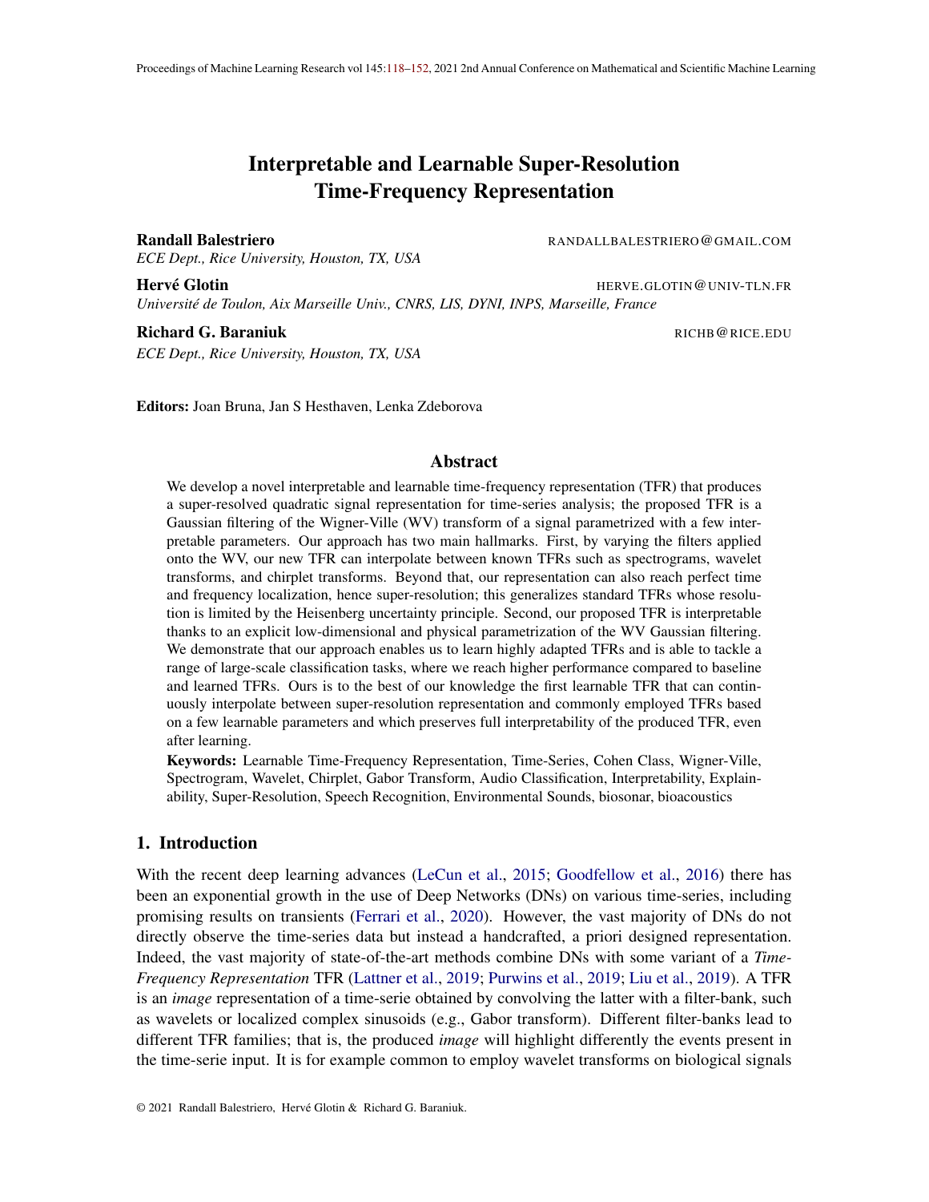# Interpretable and Learnable Super-Resolution Time-Frequency Representation

**Randall Balestriero** RANDALLBALESTRIERO@GMAIL.COM
*ECE Dept., Rice University, Houston, TX, USA*

**Hervé Glotin** HERVE.GLOTIN@UNIV-TLN.FR
*Université de Toulon, Aix Marseille Univ., CNRS, LIS, DYNI, INPS, Marseille, France*

**Richard G. Baraniuk** RICHB@RICE.EDU
*ECE Dept., Rice University, Houston, TX, USA*

**Editors:** Joan Bruna, Jan S Hesthaven, Lenka Zdeborova

## Abstract

We develop a novel interpretable and learnable time-frequency representation (TFR) that produces a super-resolved quadratic signal representation for time-series analysis; the proposed TFR is a Gaussian filtering of the Wigner-Ville (WV) transform of a signal parametrized with a few interpretable parameters. Our approach has two main hallmarks. First, by varying the filters applied onto the WV, our new TFR can interpolate between known TFRs such as spectrograms, wavelet transforms, and chirplet transforms. Beyond that, our representation can also reach perfect time and frequency localization, hence super-resolution; this generalizes standard TFRs whose resolution is limited by the Heisenberg uncertainty principle. Second, our proposed TFR is interpretable thanks to an explicit low-dimensional and physical parametrization of the WV Gaussian filtering. We demonstrate that our approach enables us to learn highly adapted TFRs and is able to tackle a range of large-scale classification tasks, where we reach higher performance compared to baseline and learned TFRs. Ours is to the best of our knowledge the first learnable TFR that can continuously interpolate between super-resolution representation and commonly employed TFRs based on a few learnable parameters and which preserves full interpretability of the produced TFR, even after learning.

**Keywords:** Learnable Time-Frequency Representation, Time-Series, Cohen Class, Wigner-Ville, Spectrogram, Wavelet, Chirplet, Gabor Transform, Audio Classification, Interpretability, Explainability, Super-Resolution, Speech Recognition, Environmental Sounds, biosonar, bioacoustics

## 1. Introduction

With the recent deep learning advances (LeCun et al., 2015; Goodfellow et al., 2016) there has been an exponential growth in the use of Deep Networks (DNs) on various time-series, including promising results on transients (Ferrari et al., 2020). However, the vast majority of DNs do not directly observe the time-series data but instead a handcrafted, a priori designed representation. Indeed, the vast majority of state-of-the-art methods combine DNs with some variant of a *Time-Frequency Representation* TFR (Lattner et al., 2019; Purwins et al., 2019; Liu et al., 2019). A TFR is an *image* representation of a time-serie obtained by convolving the latter with a filter-bank, such as wavelets or localized complex sinusoids (e.g., Gabor transform). Different filter-banks lead to different TFR families; that is, the produced *image* will highlight differently the events present in the time-serie input. It is for example common to employ wavelet transforms on biological signals

© 2021 Randall Balestriero, Hervé Glotin & Richard G. Baraniuk.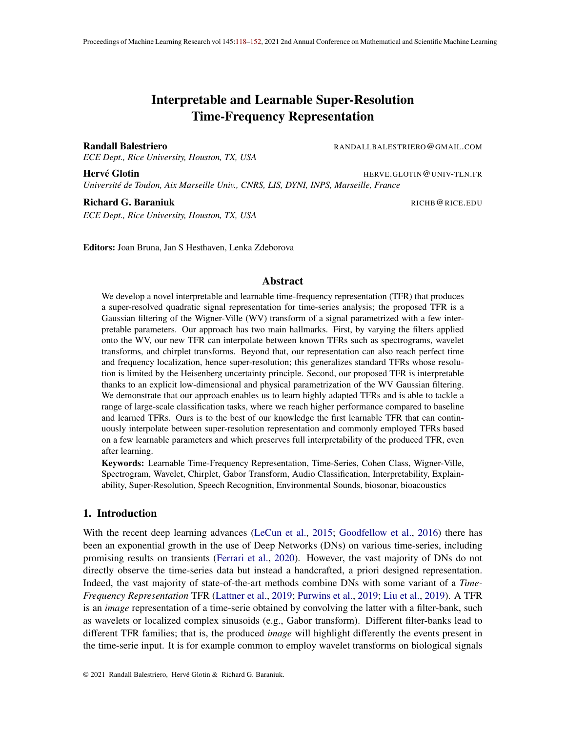# Interpretable and Learnable Super-Resolution Time-Frequency Representation

**Randall Balestriero** RANDALLBALESTRIERO@GMAIL.COM
*ECE Dept., Rice University, Houston, TX, USA*

**Hervé Glotin** HERVE.GLOTIN@UNIV-TLN.FR
*Université de Toulon, Aix Marseille Univ., CNRS, LIS, DYNI, INPS, Marseille, France*

**Richard G. Baraniuk** RICHB@RICE.EDU
*ECE Dept., Rice University, Houston, TX, USA*

**Editors:** Joan Bruna, Jan S Hesthaven, Lenka Zdeborova

## Abstract

We develop a novel interpretable and learnable time-frequency representation (TFR) that produces a super-resolved quadratic signal representation for time-series analysis; the proposed TFR is a Gaussian filtering of the Wigner-Ville (WV) transform of a signal parametrized with a few interpretable parameters. Our approach has two main hallmarks. First, by varying the filters applied onto the WV, our new TFR can interpolate between known TFRs such as spectrograms, wavelet transforms, and chirplet transforms. Beyond that, our representation can also reach perfect time and frequency localization, hence super-resolution; this generalizes standard TFRs whose resolution is limited by the Heisenberg uncertainty principle. Second, our proposed TFR is interpretable thanks to an explicit low-dimensional and physical parametrization of the WV Gaussian filtering. We demonstrate that our approach enables us to learn highly adapted TFRs and is able to tackle a range of large-scale classification tasks, where we reach higher performance compared to baseline and learned TFRs. Ours is to the best of our knowledge the first learnable TFR that can continuously interpolate between super-resolution representation and commonly employed TFRs based on a few learnable parameters and which preserves full interpretability of the produced TFR, even after learning.

**Keywords:** Learnable Time-Frequency Representation, Time-Series, Cohen Class, Wigner-Ville, Spectrogram, Wavelet, Chirplet, Gabor Transform, Audio Classification, Interpretability, Explainability, Super-Resolution, Speech Recognition, Environmental Sounds, biosonar, bioacoustics

## 1. Introduction

With the recent deep learning advances (LeCun et al., 2015; Goodfellow et al., 2016) there has been an exponential growth in the use of Deep Networks (DNs) on various time-series, including promising results on transients (Ferrari et al., 2020). However, the vast majority of DNs do not directly observe the time-series data but instead a handcrafted, a priori designed representation. Indeed, the vast majority of state-of-the-art methods combine DNs with some variant of a *Time-Frequency Representation* TFR (Lattner et al., 2019; Purwins et al., 2019; Liu et al., 2019). A TFR is an *image* representation of a time-serie obtained by convolving the latter with a filter-bank, such as wavelets or localized complex sinusoids (e.g., Gabor transform). Different filter-banks lead to different TFR families; that is, the produced *image* will highlight differently the events present in the time-serie input. It is for example common to employ wavelet transforms on biological signals

© 2021 Randall Balestriero, Hervé Glotin & Richard G. Baraniuk.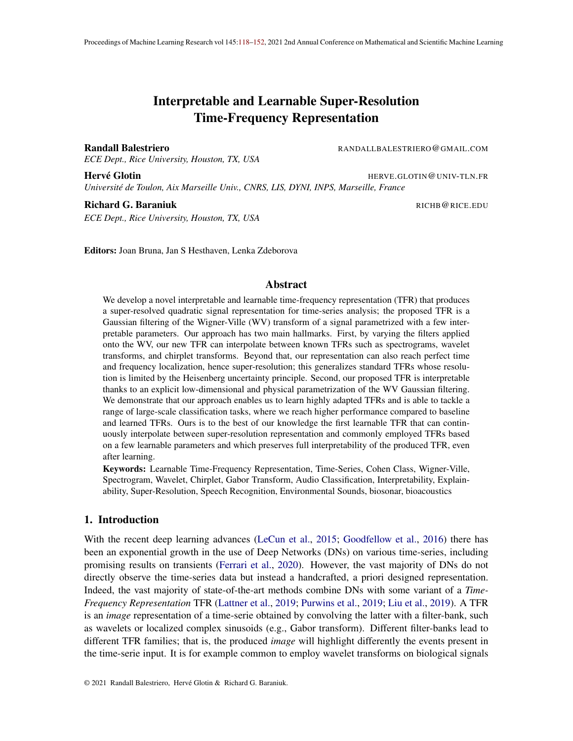# Interpretable and Learnable Super-Resolution Time-Frequency Representation

**Randall Balestriero** RANDALLBALESTRIERO@GMAIL.COM
*ECE Dept., Rice University, Houston, TX, USA*

**Hervé Glotin** HERVE.GLOTIN@UNIV-TLN.FR
*Université de Toulon, Aix Marseille Univ., CNRS, LIS, DYNI, INPS, Marseille, France*

**Richard G. Baraniuk** RICHB@RICE.EDU
*ECE Dept., Rice University, Houston, TX, USA*

**Editors:** Joan Bruna, Jan S Hesthaven, Lenka Zdeborova

## Abstract

We develop a novel interpretable and learnable time-frequency representation (TFR) that produces a super-resolved quadratic signal representation for time-series analysis; the proposed TFR is a Gaussian filtering of the Wigner-Ville (WV) transform of a signal parametrized with a few interpretable parameters. Our approach has two main hallmarks. First, by varying the filters applied onto the WV, our new TFR can interpolate between known TFRs such as spectrograms, wavelet transforms, and chirplet transforms. Beyond that, our representation can also reach perfect time and frequency localization, hence super-resolution; this generalizes standard TFRs whose resolution is limited by the Heisenberg uncertainty principle. Second, our proposed TFR is interpretable thanks to an explicit low-dimensional and physical parametrization of the WV Gaussian filtering. We demonstrate that our approach enables us to learn highly adapted TFRs and is able to tackle a range of large-scale classification tasks, where we reach higher performance compared to baseline and learned TFRs. Ours is to the best of our knowledge the first learnable TFR that can continuously interpolate between super-resolution representation and commonly employed TFRs based on a few learnable parameters and which preserves full interpretability of the produced TFR, even after learning.

**Keywords:** Learnable Time-Frequency Representation, Time-Series, Cohen Class, Wigner-Ville, Spectrogram, Wavelet, Chirplet, Gabor Transform, Audio Classification, Interpretability, Explainability, Super-Resolution, Speech Recognition, Environmental Sounds, biosonar, bioacoustics

## 1. Introduction

With the recent deep learning advances (LeCun et al., 2015; Goodfellow et al., 2016) there has been an exponential growth in the use of Deep Networks (DNs) on various time-series, including promising results on transients (Ferrari et al., 2020). However, the vast majority of DNs do not directly observe the time-series data but instead a handcrafted, a priori designed representation. Indeed, the vast majority of state-of-the-art methods combine DNs with some variant of a *Time-Frequency Representation* TFR (Lattner et al., 2019; Purwins et al., 2019; Liu et al., 2019). A TFR is an *image* representation of a time-serie obtained by convolving the latter with a filter-bank, such as wavelets or localized complex sinusoids (e.g., Gabor transform). Different filter-banks lead to different TFR families; that is, the produced *image* will highlight differently the events present in the time-serie input. It is for example common to employ wavelet transforms on biological signals

© 2021 Randall Balestriero, Hervé Glotin & Richard G. Baraniuk.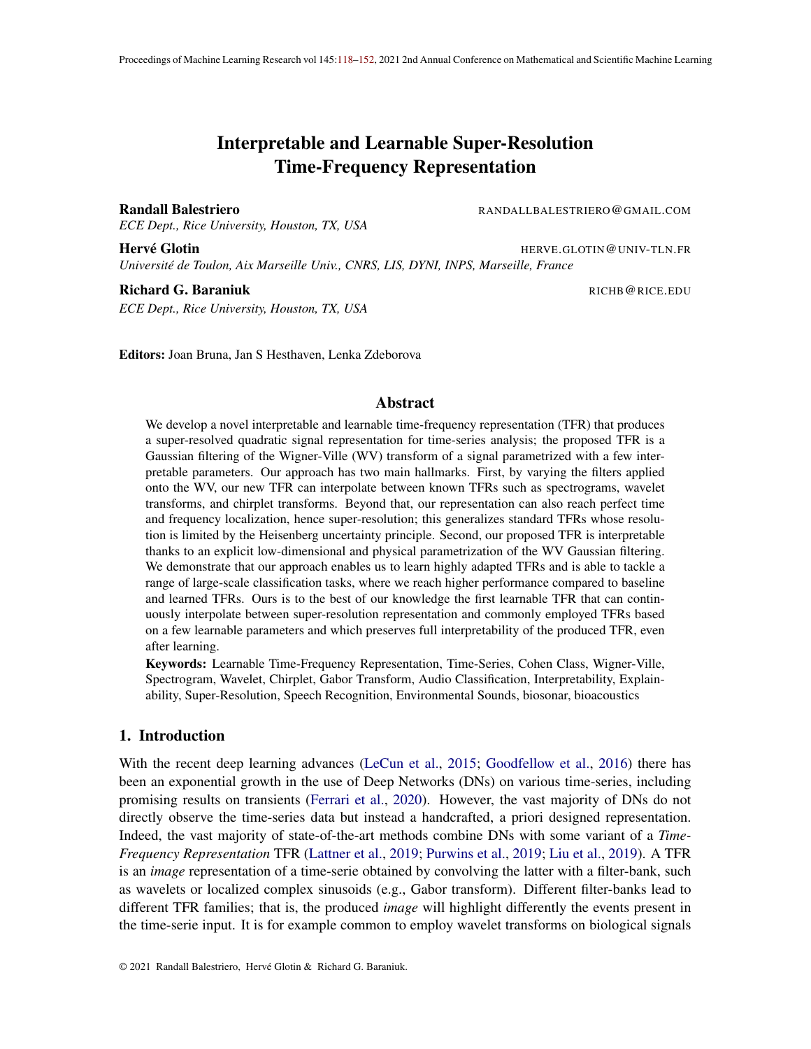# Interpretable and Learnable Super-Resolution Time-Frequency Representation

**Randall Balestriero** RANDALLBALESTRIERO@GMAIL.COM
*ECE Dept., Rice University, Houston, TX, USA*

**Hervé Glotin** HERVE.GLOTIN@UNIV-TLN.FR
*Université de Toulon, Aix Marseille Univ., CNRS, LIS, DYNI, INPS, Marseille, France*

**Richard G. Baraniuk** RICHB@RICE.EDU
*ECE Dept., Rice University, Houston, TX, USA*

**Editors:** Joan Bruna, Jan S Hesthaven, Lenka Zdeborova

## Abstract

We develop a novel interpretable and learnable time-frequency representation (TFR) that produces a super-resolved quadratic signal representation for time-series analysis; the proposed TFR is a Gaussian filtering of the Wigner-Ville (WV) transform of a signal parametrized with a few interpretable parameters. Our approach has two main hallmarks. First, by varying the filters applied onto the WV, our new TFR can interpolate between known TFRs such as spectrograms, wavelet transforms, and chirplet transforms. Beyond that, our representation can also reach perfect time and frequency localization, hence super-resolution; this generalizes standard TFRs whose resolution is limited by the Heisenberg uncertainty principle. Second, our proposed TFR is interpretable thanks to an explicit low-dimensional and physical parametrization of the WV Gaussian filtering. We demonstrate that our approach enables us to learn highly adapted TFRs and is able to tackle a range of large-scale classification tasks, where we reach higher performance compared to baseline and learned TFRs. Ours is to the best of our knowledge the first learnable TFR that can continuously interpolate between super-resolution representation and commonly employed TFRs based on a few learnable parameters and which preserves full interpretability of the produced TFR, even after learning.

**Keywords:** Learnable Time-Frequency Representation, Time-Series, Cohen Class, Wigner-Ville, Spectrogram, Wavelet, Chirplet, Gabor Transform, Audio Classification, Interpretability, Explainability, Super-Resolution, Speech Recognition, Environmental Sounds, biosonar, bioacoustics

## 1. Introduction

With the recent deep learning advances (LeCun et al., 2015; Goodfellow et al., 2016) there has been an exponential growth in the use of Deep Networks (DNs) on various time-series, including promising results on transients (Ferrari et al., 2020). However, the vast majority of DNs do not directly observe the time-series data but instead a handcrafted, a priori designed representation. Indeed, the vast majority of state-of-the-art methods combine DNs with some variant of a *Time-Frequency Representation* TFR (Lattner et al., 2019; Purwins et al., 2019; Liu et al., 2019). A TFR is an *image* representation of a time-serie obtained by convolving the latter with a filter-bank, such as wavelets or localized complex sinusoids (e.g., Gabor transform). Different filter-banks lead to different TFR families; that is, the produced *image* will highlight differently the events present in the time-serie input. It is for example common to employ wavelet transforms on biological signals

© 2021 Randall Balestriero, Hervé Glotin & Richard G. Baraniuk.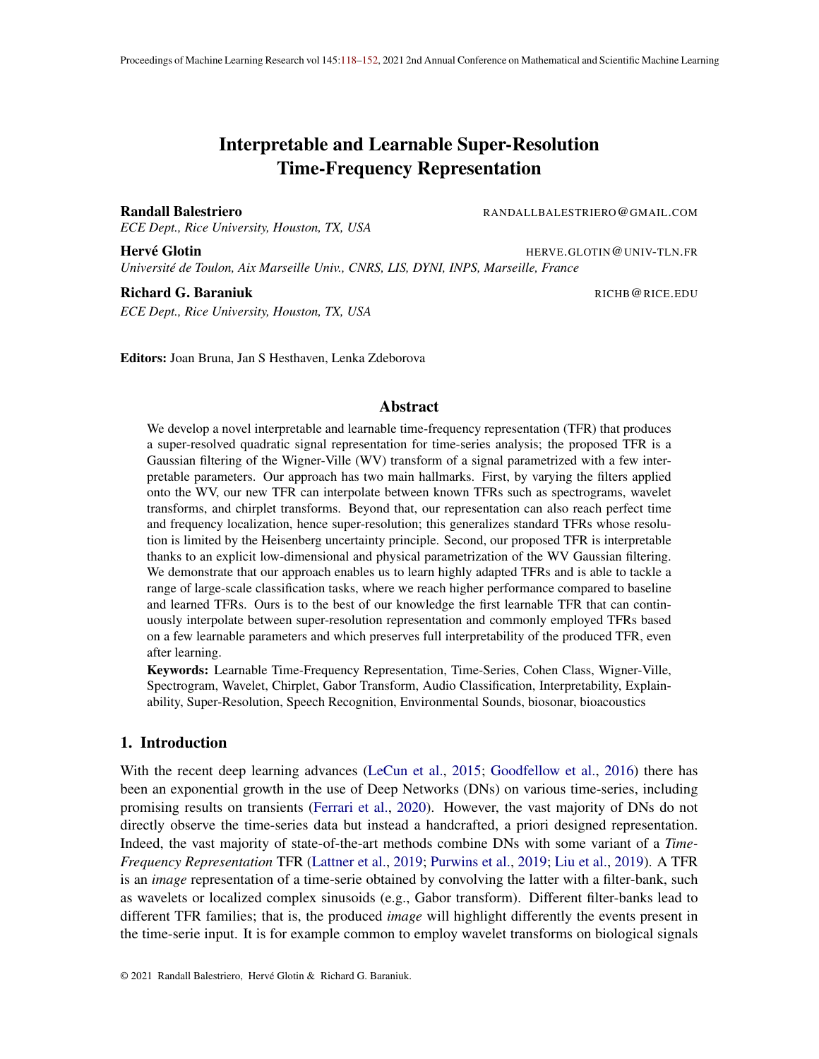# Interpretable and Learnable Super-Resolution Time-Frequency Representation

**Randall Balestriero** RANDALLBALESTRIERO@GMAIL.COM
*ECE Dept., Rice University, Houston, TX, USA*

**Hervé Glotin** HERVE.GLOTIN@UNIV-TLN.FR
*Université de Toulon, Aix Marseille Univ., CNRS, LIS, DYNI, INPS, Marseille, France*

**Richard G. Baraniuk** RICHB@RICE.EDU
*ECE Dept., Rice University, Houston, TX, USA*

**Editors:** Joan Bruna, Jan S Hesthaven, Lenka Zdeborova

## Abstract

We develop a novel interpretable and learnable time-frequency representation (TFR) that produces a super-resolved quadratic signal representation for time-series analysis; the proposed TFR is a Gaussian filtering of the Wigner-Ville (WV) transform of a signal parametrized with a few interpretable parameters. Our approach has two main hallmarks. First, by varying the filters applied onto the WV, our new TFR can interpolate between known TFRs such as spectrograms, wavelet transforms, and chirplet transforms. Beyond that, our representation can also reach perfect time and frequency localization, hence super-resolution; this generalizes standard TFRs whose resolution is limited by the Heisenberg uncertainty principle. Second, our proposed TFR is interpretable thanks to an explicit low-dimensional and physical parametrization of the WV Gaussian filtering. We demonstrate that our approach enables us to learn highly adapted TFRs and is able to tackle a range of large-scale classification tasks, where we reach higher performance compared to baseline and learned TFRs. Ours is to the best of our knowledge the first learnable TFR that can continuously interpolate between super-resolution representation and commonly employed TFRs based on a few learnable parameters and which preserves full interpretability of the produced TFR, even after learning.

**Keywords:** Learnable Time-Frequency Representation, Time-Series, Cohen Class, Wigner-Ville, Spectrogram, Wavelet, Chirplet, Gabor Transform, Audio Classification, Interpretability, Explainability, Super-Resolution, Speech Recognition, Environmental Sounds, biosonar, bioacoustics

## 1. Introduction

With the recent deep learning advances (LeCun et al., 2015; Goodfellow et al., 2016) there has been an exponential growth in the use of Deep Networks (DNs) on various time-series, including promising results on transients (Ferrari et al., 2020). However, the vast majority of DNs do not directly observe the time-series data but instead a handcrafted, a priori designed representation. Indeed, the vast majority of state-of-the-art methods combine DNs with some variant of a *Time-Frequency Representation* TFR (Lattner et al., 2019; Purwins et al., 2019; Liu et al., 2019). A TFR is an *image* representation of a time-serie obtained by convolving the latter with a filter-bank, such as wavelets or localized complex sinusoids (e.g., Gabor transform). Different filter-banks lead to different TFR families; that is, the produced *image* will highlight differently the events present in the time-serie input. It is for example common to employ wavelet transforms on biological signals

© 2021 Randall Balestriero, Hervé Glotin & Richard G. Baraniuk.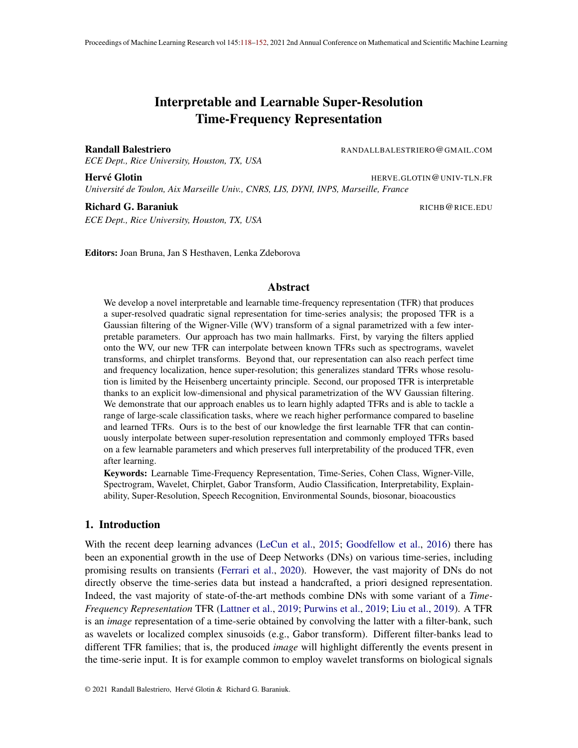# Interpretable and Learnable Super-Resolution Time-Frequency Representation

**Randall Balestriero** RANDALLBALESTRIERO@GMAIL.COM
*ECE Dept., Rice University, Houston, TX, USA*

**Hervé Glotin** HERVE.GLOTIN@UNIV-TLN.FR
*Université de Toulon, Aix Marseille Univ., CNRS, LIS, DYNI, INPS, Marseille, France*

**Richard G. Baraniuk** RICHB@RICE.EDU
*ECE Dept., Rice University, Houston, TX, USA*

**Editors:** Joan Bruna, Jan S Hesthaven, Lenka Zdeborova

## Abstract

We develop a novel interpretable and learnable time-frequency representation (TFR) that produces a super-resolved quadratic signal representation for time-series analysis; the proposed TFR is a Gaussian filtering of the Wigner-Ville (WV) transform of a signal parametrized with a few interpretable parameters. Our approach has two main hallmarks. First, by varying the filters applied onto the WV, our new TFR can interpolate between known TFRs such as spectrograms, wavelet transforms, and chirplet transforms. Beyond that, our representation can also reach perfect time and frequency localization, hence super-resolution; this generalizes standard TFRs whose resolution is limited by the Heisenberg uncertainty principle. Second, our proposed TFR is interpretable thanks to an explicit low-dimensional and physical parametrization of the WV Gaussian filtering. We demonstrate that our approach enables us to learn highly adapted TFRs and is able to tackle a range of large-scale classification tasks, where we reach higher performance compared to baseline and learned TFRs. Ours is to the best of our knowledge the first learnable TFR that can continuously interpolate between super-resolution representation and commonly employed TFRs based on a few learnable parameters and which preserves full interpretability of the produced TFR, even after learning.

**Keywords:** Learnable Time-Frequency Representation, Time-Series, Cohen Class, Wigner-Ville, Spectrogram, Wavelet, Chirplet, Gabor Transform, Audio Classification, Interpretability, Explainability, Super-Resolution, Speech Recognition, Environmental Sounds, biosonar, bioacoustics

## 1. Introduction

With the recent deep learning advances (LeCun et al., 2015; Goodfellow et al., 2016) there has been an exponential growth in the use of Deep Networks (DNs) on various time-series, including promising results on transients (Ferrari et al., 2020). However, the vast majority of DNs do not directly observe the time-series data but instead a handcrafted, a priori designed representation. Indeed, the vast majority of state-of-the-art methods combine DNs with some variant of a *Time-Frequency Representation* TFR (Lattner et al., 2019; Purwins et al., 2019; Liu et al., 2019). A TFR is an *image* representation of a time-serie obtained by convolving the latter with a filter-bank, such as wavelets or localized complex sinusoids (e.g., Gabor transform). Different filter-banks lead to different TFR families; that is, the produced *image* will highlight differently the events present in the time-serie input. It is for example common to employ wavelet transforms on biological signals

© 2021 Randall Balestriero, Hervé Glotin & Richard G. Baraniuk.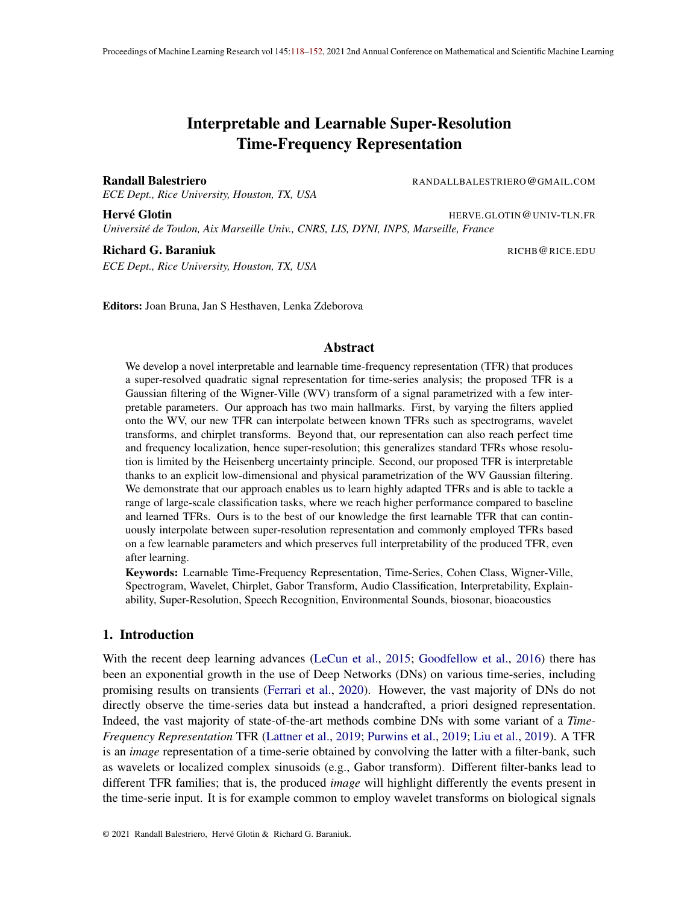# Interpretable and Learnable Super-Resolution Time-Frequency Representation

**Randall Balestriero** RANDALLBALESTRIERO@GMAIL.COM
*ECE Dept., Rice University, Houston, TX, USA*

**Hervé Glotin** HERVE.GLOTIN@UNIV-TLN.FR
*Université de Toulon, Aix Marseille Univ., CNRS, LIS, DYNI, INPS, Marseille, France*

**Richard G. Baraniuk** RICHB@RICE.EDU
*ECE Dept., Rice University, Houston, TX, USA*

**Editors:** Joan Bruna, Jan S Hesthaven, Lenka Zdeborova

## Abstract

We develop a novel interpretable and learnable time-frequency representation (TFR) that produces a super-resolved quadratic signal representation for time-series analysis; the proposed TFR is a Gaussian filtering of the Wigner-Ville (WV) transform of a signal parametrized with a few interpretable parameters. Our approach has two main hallmarks. First, by varying the filters applied onto the WV, our new TFR can interpolate between known TFRs such as spectrograms, wavelet transforms, and chirplet transforms. Beyond that, our representation can also reach perfect time and frequency localization, hence super-resolution; this generalizes standard TFRs whose resolution is limited by the Heisenberg uncertainty principle. Second, our proposed TFR is interpretable thanks to an explicit low-dimensional and physical parametrization of the WV Gaussian filtering. We demonstrate that our approach enables us to learn highly adapted TFRs and is able to tackle a range of large-scale classification tasks, where we reach higher performance compared to baseline and learned TFRs. Ours is to the best of our knowledge the first learnable TFR that can continuously interpolate between super-resolution representation and commonly employed TFRs based on a few learnable parameters and which preserves full interpretability of the produced TFR, even after learning.

**Keywords:** Learnable Time-Frequency Representation, Time-Series, Cohen Class, Wigner-Ville, Spectrogram, Wavelet, Chirplet, Gabor Transform, Audio Classification, Interpretability, Explainability, Super-Resolution, Speech Recognition, Environmental Sounds, biosonar, bioacoustics

## 1. Introduction

With the recent deep learning advances (LeCun et al., 2015; Goodfellow et al., 2016) there has been an exponential growth in the use of Deep Networks (DNs) on various time-series, including promising results on transients (Ferrari et al., 2020). However, the vast majority of DNs do not directly observe the time-series data but instead a handcrafted, a priori designed representation. Indeed, the vast majority of state-of-the-art methods combine DNs with some variant of a *Time-Frequency Representation* TFR (Lattner et al., 2019; Purwins et al., 2019; Liu et al., 2019). A TFR is an *image* representation of a time-serie obtained by convolving the latter with a filter-bank, such as wavelets or localized complex sinusoids (e.g., Gabor transform). Different filter-banks lead to different TFR families; that is, the produced *image* will highlight differently the events present in the time-serie input. It is for example common to employ wavelet transforms on biological signals

© 2021 Randall Balestriero, Hervé Glotin & Richard G. Baraniuk.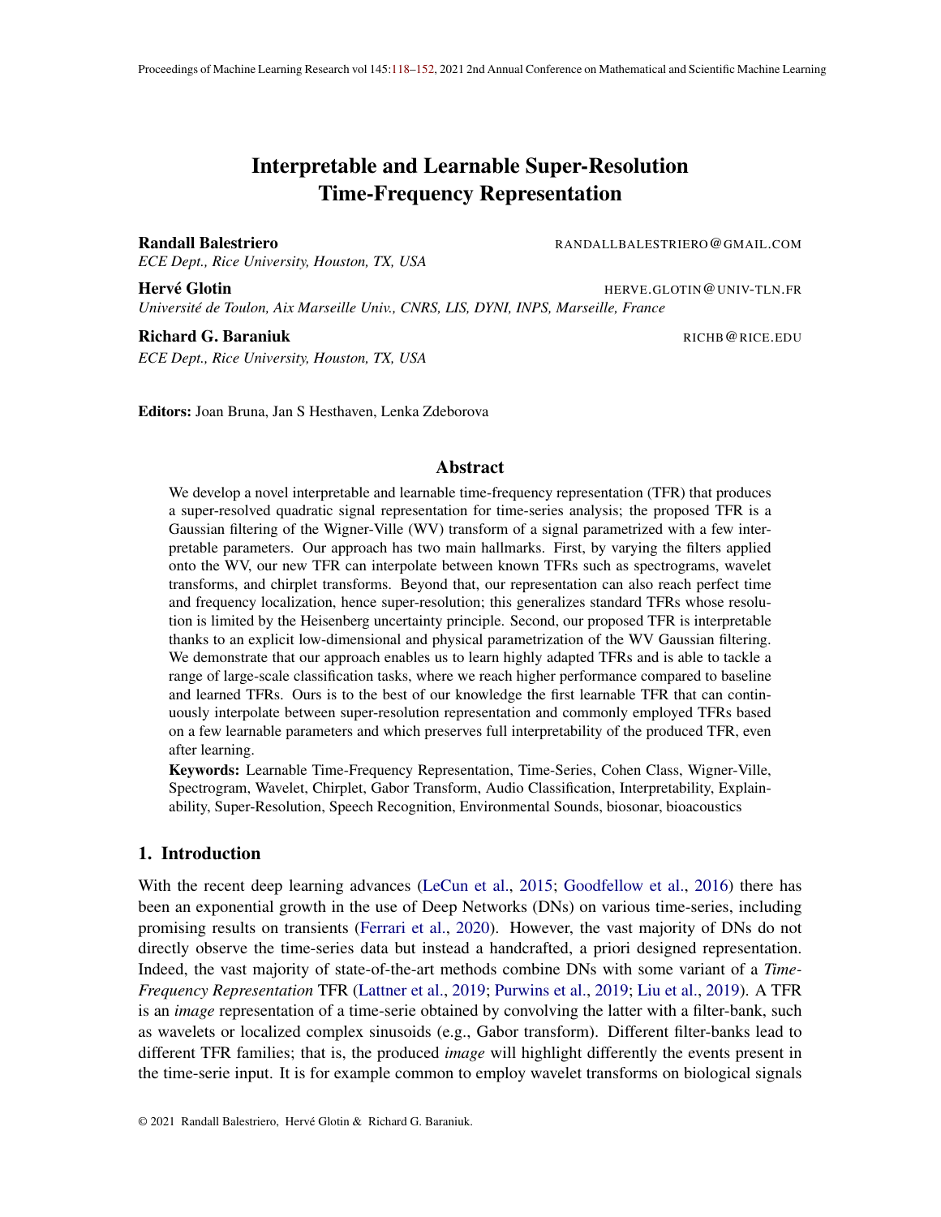# Interpretable and Learnable Super-Resolution Time-Frequency Representation

**Randall Balestriero** RANDALLBALESTRIERO@GMAIL.COM
*ECE Dept., Rice University, Houston, TX, USA*

**Hervé Glotin** HERVE.GLOTIN@UNIV-TLN.FR
*Université de Toulon, Aix Marseille Univ., CNRS, LIS, DYNI, INPS, Marseille, France*

**Richard G. Baraniuk** RICHB@RICE.EDU
*ECE Dept., Rice University, Houston, TX, USA*

**Editors:** Joan Bruna, Jan S Hesthaven, Lenka Zdeborova

## Abstract

We develop a novel interpretable and learnable time-frequency representation (TFR) that produces a super-resolved quadratic signal representation for time-series analysis; the proposed TFR is a Gaussian filtering of the Wigner-Ville (WV) transform of a signal parametrized with a few interpretable parameters. Our approach has two main hallmarks. First, by varying the filters applied onto the WV, our new TFR can interpolate between known TFRs such as spectrograms, wavelet transforms, and chirplet transforms. Beyond that, our representation can also reach perfect time and frequency localization, hence super-resolution; this generalizes standard TFRs whose resolution is limited by the Heisenberg uncertainty principle. Second, our proposed TFR is interpretable thanks to an explicit low-dimensional and physical parametrization of the WV Gaussian filtering. We demonstrate that our approach enables us to learn highly adapted TFRs and is able to tackle a range of large-scale classification tasks, where we reach higher performance compared to baseline and learned TFRs. Ours is to the best of our knowledge the first learnable TFR that can continuously interpolate between super-resolution representation and commonly employed TFRs based on a few learnable parameters and which preserves full interpretability of the produced TFR, even after learning.

**Keywords:** Learnable Time-Frequency Representation, Time-Series, Cohen Class, Wigner-Ville, Spectrogram, Wavelet, Chirplet, Gabor Transform, Audio Classification, Interpretability, Explainability, Super-Resolution, Speech Recognition, Environmental Sounds, biosonar, bioacoustics

## 1. Introduction

With the recent deep learning advances (LeCun et al., 2015; Goodfellow et al., 2016) there has been an exponential growth in the use of Deep Networks (DNs) on various time-series, including promising results on transients (Ferrari et al., 2020). However, the vast majority of DNs do not directly observe the time-series data but instead a handcrafted, a priori designed representation. Indeed, the vast majority of state-of-the-art methods combine DNs with some variant of a *Time-Frequency Representation* TFR (Lattner et al., 2019; Purwins et al., 2019; Liu et al., 2019). A TFR is an *image* representation of a time-serie obtained by convolving the latter with a filter-bank, such as wavelets or localized complex sinusoids (e.g., Gabor transform). Different filter-banks lead to different TFR families; that is, the produced *image* will highlight differently the events present in the time-serie input. It is for example common to employ wavelet transforms on biological signals

© 2021 Randall Balestriero, Hervé Glotin & Richard G. Baraniuk.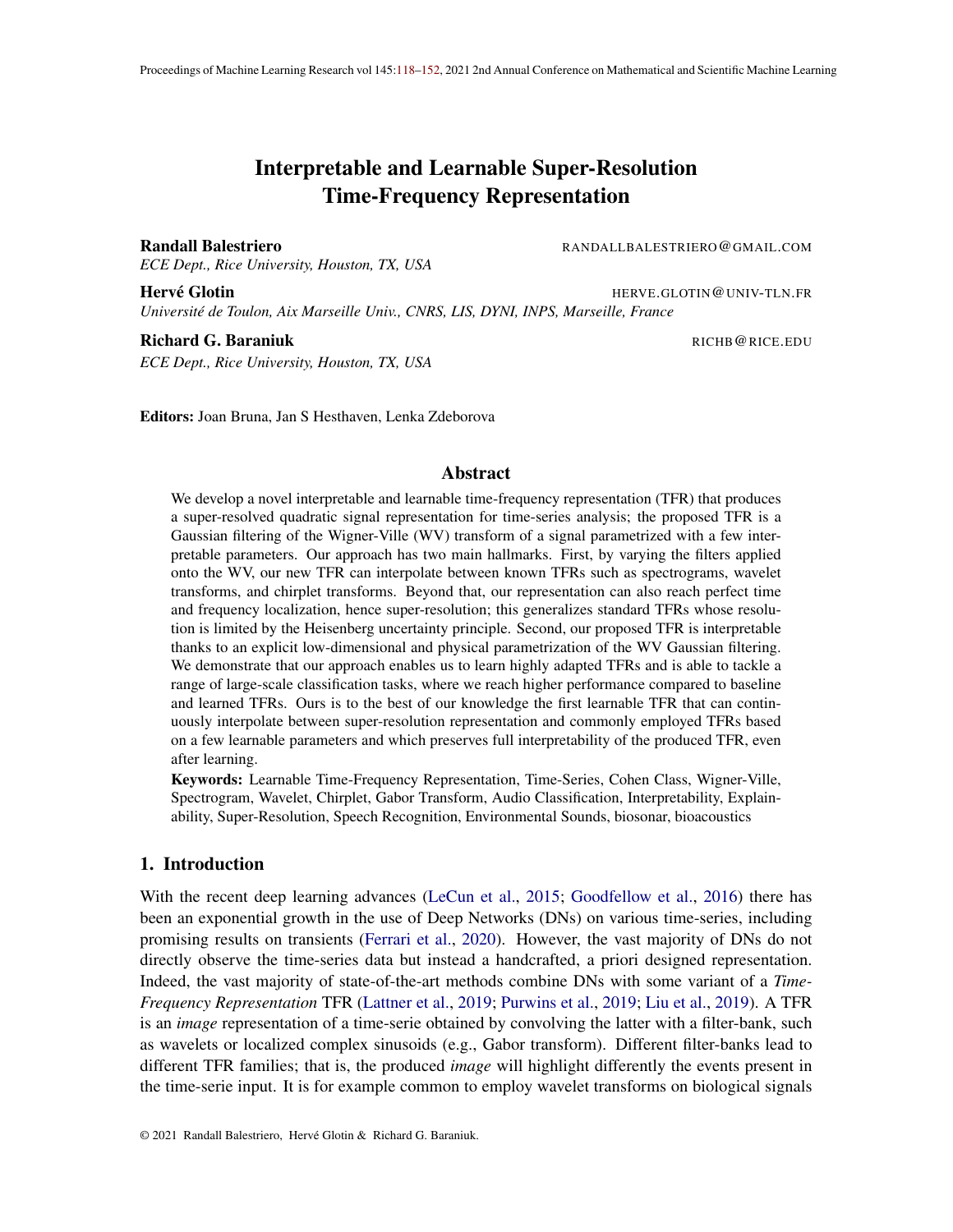# Interpretable and Learnable Super-Resolution Time-Frequency Representation

**Randall Balestriero** RANDALLBALESTRIERO@GMAIL.COM
*ECE Dept., Rice University, Houston, TX, USA*

**Hervé Glotin** HERVE.GLOTIN@UNIV-TLN.FR
*Université de Toulon, Aix Marseille Univ., CNRS, LIS, DYNI, INPS, Marseille, France*

**Richard G. Baraniuk** RICHB@RICE.EDU
*ECE Dept., Rice University, Houston, TX, USA*

**Editors:** Joan Bruna, Jan S Hesthaven, Lenka Zdeborova

## Abstract

We develop a novel interpretable and learnable time-frequency representation (TFR) that produces a super-resolved quadratic signal representation for time-series analysis; the proposed TFR is a Gaussian filtering of the Wigner-Ville (WV) transform of a signal parametrized with a few interpretable parameters. Our approach has two main hallmarks. First, by varying the filters applied onto the WV, our new TFR can interpolate between known TFRs such as spectrograms, wavelet transforms, and chirplet transforms. Beyond that, our representation can also reach perfect time and frequency localization, hence super-resolution; this generalizes standard TFRs whose resolution is limited by the Heisenberg uncertainty principle. Second, our proposed TFR is interpretable thanks to an explicit low-dimensional and physical parametrization of the WV Gaussian filtering. We demonstrate that our approach enables us to learn highly adapted TFRs and is able to tackle a range of large-scale classification tasks, where we reach higher performance compared to baseline and learned TFRs. Ours is to the best of our knowledge the first learnable TFR that can continuously interpolate between super-resolution representation and commonly employed TFRs based on a few learnable parameters and which preserves full interpretability of the produced TFR, even after learning.

**Keywords:** Learnable Time-Frequency Representation, Time-Series, Cohen Class, Wigner-Ville, Spectrogram, Wavelet, Chirplet, Gabor Transform, Audio Classification, Interpretability, Explainability, Super-Resolution, Speech Recognition, Environmental Sounds, biosonar, bioacoustics

## 1. Introduction

With the recent deep learning advances (LeCun et al., 2015; Goodfellow et al., 2016) there has been an exponential growth in the use of Deep Networks (DNs) on various time-series, including promising results on transients (Ferrari et al., 2020). However, the vast majority of DNs do not directly observe the time-series data but instead a handcrafted, a priori designed representation. Indeed, the vast majority of state-of-the-art methods combine DNs with some variant of a *Time-Frequency Representation* TFR (Lattner et al., 2019; Purwins et al., 2019; Liu et al., 2019). A TFR is an *image* representation of a time-serie obtained by convolving the latter with a filter-bank, such as wavelets or localized complex sinusoids (e.g., Gabor transform). Different filter-banks lead to different TFR families; that is, the produced *image* will highlight differently the events present in the time-serie input. It is for example common to employ wavelet transforms on biological signals

© 2021 Randall Balestriero, Hervé Glotin & Richard G. Baraniuk.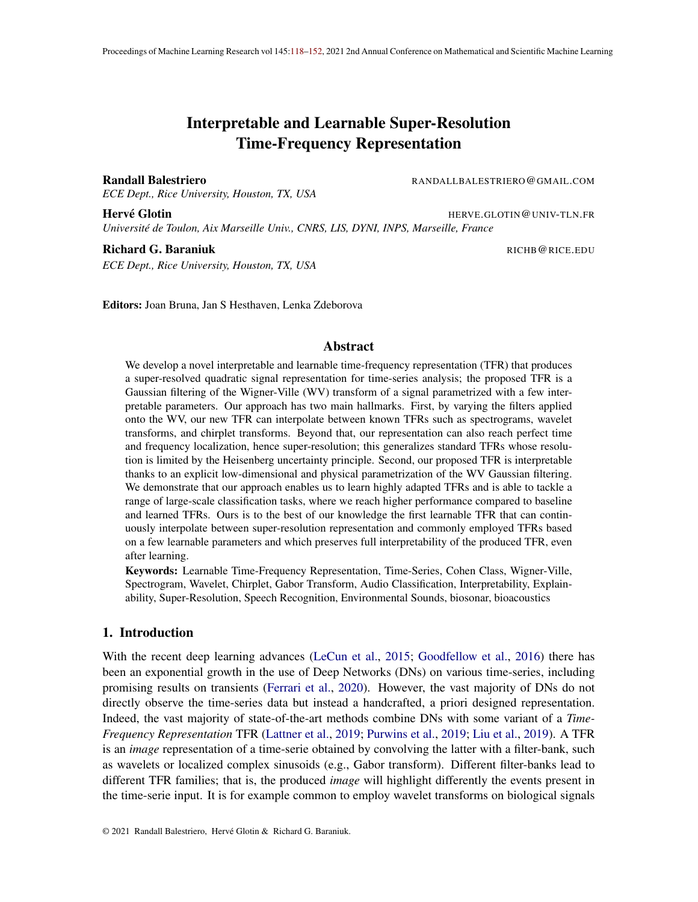# Interpretable and Learnable Super-Resolution Time-Frequency Representation

**Randall Balestriero** RANDALLBALESTRIERO@GMAIL.COM
*ECE Dept., Rice University, Houston, TX, USA*

**Hervé Glotin** HERVE.GLOTIN@UNIV-TLN.FR
*Université de Toulon, Aix Marseille Univ., CNRS, LIS, DYNI, INPS, Marseille, France*

**Richard G. Baraniuk** RICHB@RICE.EDU
*ECE Dept., Rice University, Houston, TX, USA*

**Editors:** Joan Bruna, Jan S Hesthaven, Lenka Zdeborova

## Abstract

We develop a novel interpretable and learnable time-frequency representation (TFR) that produces a super-resolved quadratic signal representation for time-series analysis; the proposed TFR is a Gaussian filtering of the Wigner-Ville (WV) transform of a signal parametrized with a few interpretable parameters. Our approach has two main hallmarks. First, by varying the filters applied onto the WV, our new TFR can interpolate between known TFRs such as spectrograms, wavelet transforms, and chirplet transforms. Beyond that, our representation can also reach perfect time and frequency localization, hence super-resolution; this generalizes standard TFRs whose resolution is limited by the Heisenberg uncertainty principle. Second, our proposed TFR is interpretable thanks to an explicit low-dimensional and physical parametrization of the WV Gaussian filtering. We demonstrate that our approach enables us to learn highly adapted TFRs and is able to tackle a range of large-scale classification tasks, where we reach higher performance compared to baseline and learned TFRs. Ours is to the best of our knowledge the first learnable TFR that can continuously interpolate between super-resolution representation and commonly employed TFRs based on a few learnable parameters and which preserves full interpretability of the produced TFR, even after learning.

**Keywords:** Learnable Time-Frequency Representation, Time-Series, Cohen Class, Wigner-Ville, Spectrogram, Wavelet, Chirplet, Gabor Transform, Audio Classification, Interpretability, Explainability, Super-Resolution, Speech Recognition, Environmental Sounds, biosonar, bioacoustics

## 1. Introduction

With the recent deep learning advances (LeCun et al., 2015; Goodfellow et al., 2016) there has been an exponential growth in the use of Deep Networks (DNs) on various time-series, including promising results on transients (Ferrari et al., 2020). However, the vast majority of DNs do not directly observe the time-series data but instead a handcrafted, a priori designed representation. Indeed, the vast majority of state-of-the-art methods combine DNs with some variant of a *Time-Frequency Representation* TFR (Lattner et al., 2019; Purwins et al., 2019; Liu et al., 2019). A TFR is an *image* representation of a time-serie obtained by convolving the latter with a filter-bank, such as wavelets or localized complex sinusoids (e.g., Gabor transform). Different filter-banks lead to different TFR families; that is, the produced *image* will highlight differently the events present in the time-serie input. It is for example common to employ wavelet transforms on biological signals

© 2021 Randall Balestriero, Hervé Glotin & Richard G. Baraniuk.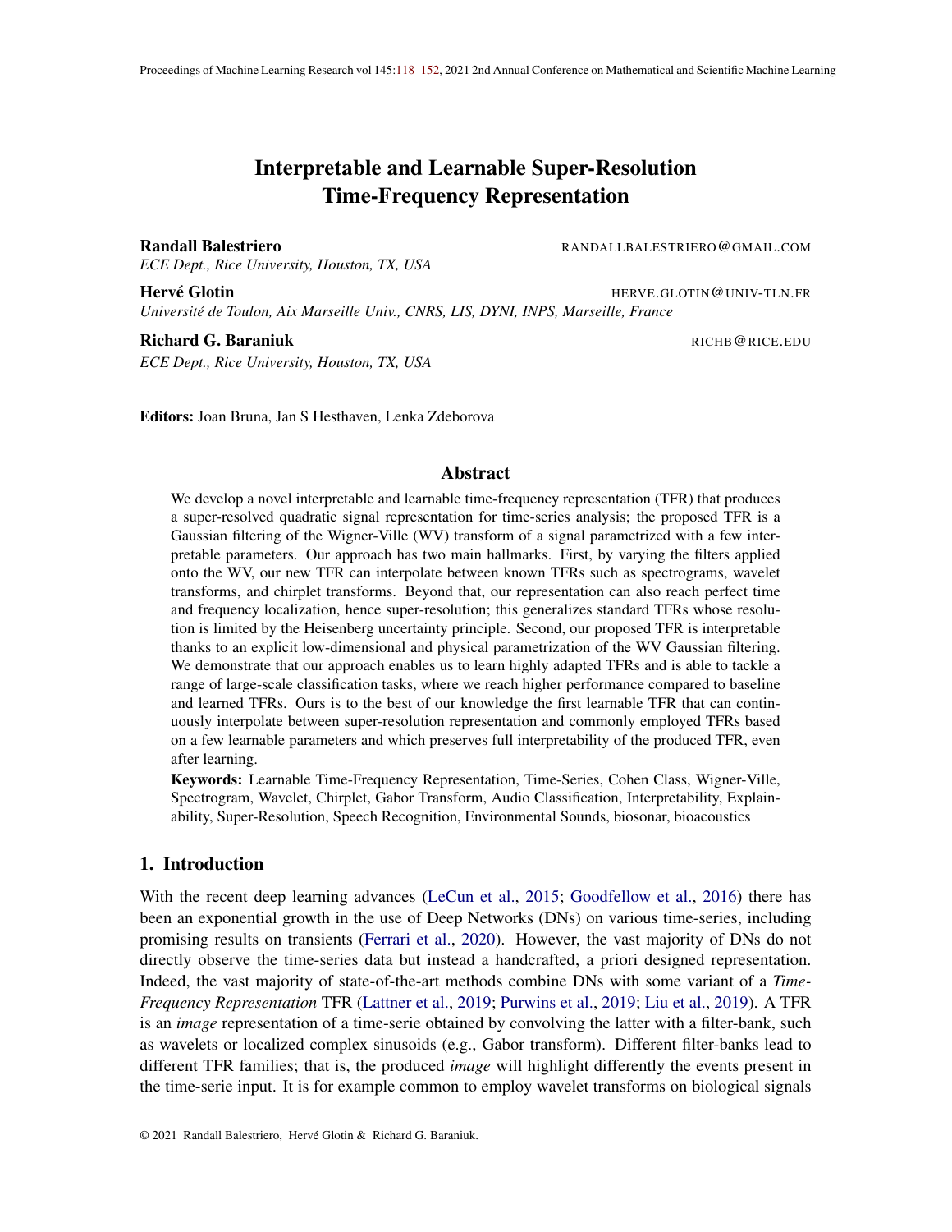# Interpretable and Learnable Super-Resolution Time-Frequency Representation

**Randall Balestriero** RANDALLBALESTRIERO@GMAIL.COM
*ECE Dept., Rice University, Houston, TX, USA*

**Hervé Glotin** HERVE.GLOTIN@UNIV-TLN.FR
*Université de Toulon, Aix Marseille Univ., CNRS, LIS, DYNI, INPS, Marseille, France*

**Richard G. Baraniuk** RICHB@RICE.EDU
*ECE Dept., Rice University, Houston, TX, USA*

**Editors:** Joan Bruna, Jan S Hesthaven, Lenka Zdeborova

## Abstract

We develop a novel interpretable and learnable time-frequency representation (TFR) that produces a super-resolved quadratic signal representation for time-series analysis; the proposed TFR is a Gaussian filtering of the Wigner-Ville (WV) transform of a signal parametrized with a few interpretable parameters. Our approach has two main hallmarks. First, by varying the filters applied onto the WV, our new TFR can interpolate between known TFRs such as spectrograms, wavelet transforms, and chirplet transforms. Beyond that, our representation can also reach perfect time and frequency localization, hence super-resolution; this generalizes standard TFRs whose resolution is limited by the Heisenberg uncertainty principle. Second, our proposed TFR is interpretable thanks to an explicit low-dimensional and physical parametrization of the WV Gaussian filtering. We demonstrate that our approach enables us to learn highly adapted TFRs and is able to tackle a range of large-scale classification tasks, where we reach higher performance compared to baseline and learned TFRs. Ours is to the best of our knowledge the first learnable TFR that can continuously interpolate between super-resolution representation and commonly employed TFRs based on a few learnable parameters and which preserves full interpretability of the produced TFR, even after learning.

**Keywords:** Learnable Time-Frequency Representation, Time-Series, Cohen Class, Wigner-Ville, Spectrogram, Wavelet, Chirplet, Gabor Transform, Audio Classification, Interpretability, Explainability, Super-Resolution, Speech Recognition, Environmental Sounds, biosonar, bioacoustics

## 1. Introduction

With the recent deep learning advances (LeCun et al., 2015; Goodfellow et al., 2016) there has been an exponential growth in the use of Deep Networks (DNs) on various time-series, including promising results on transients (Ferrari et al., 2020). However, the vast majority of DNs do not directly observe the time-series data but instead a handcrafted, a priori designed representation. Indeed, the vast majority of state-of-the-art methods combine DNs with some variant of a *Time-Frequency Representation* TFR (Lattner et al., 2019; Purwins et al., 2019; Liu et al., 2019). A TFR is an *image* representation of a time-serie obtained by convolving the latter with a filter-bank, such as wavelets or localized complex sinusoids (e.g., Gabor transform). Different filter-banks lead to different TFR families; that is, the produced *image* will highlight differently the events present in the time-serie input. It is for example common to employ wavelet transforms on biological signals

© 2021 Randall Balestriero, Hervé Glotin & Richard G. Baraniuk.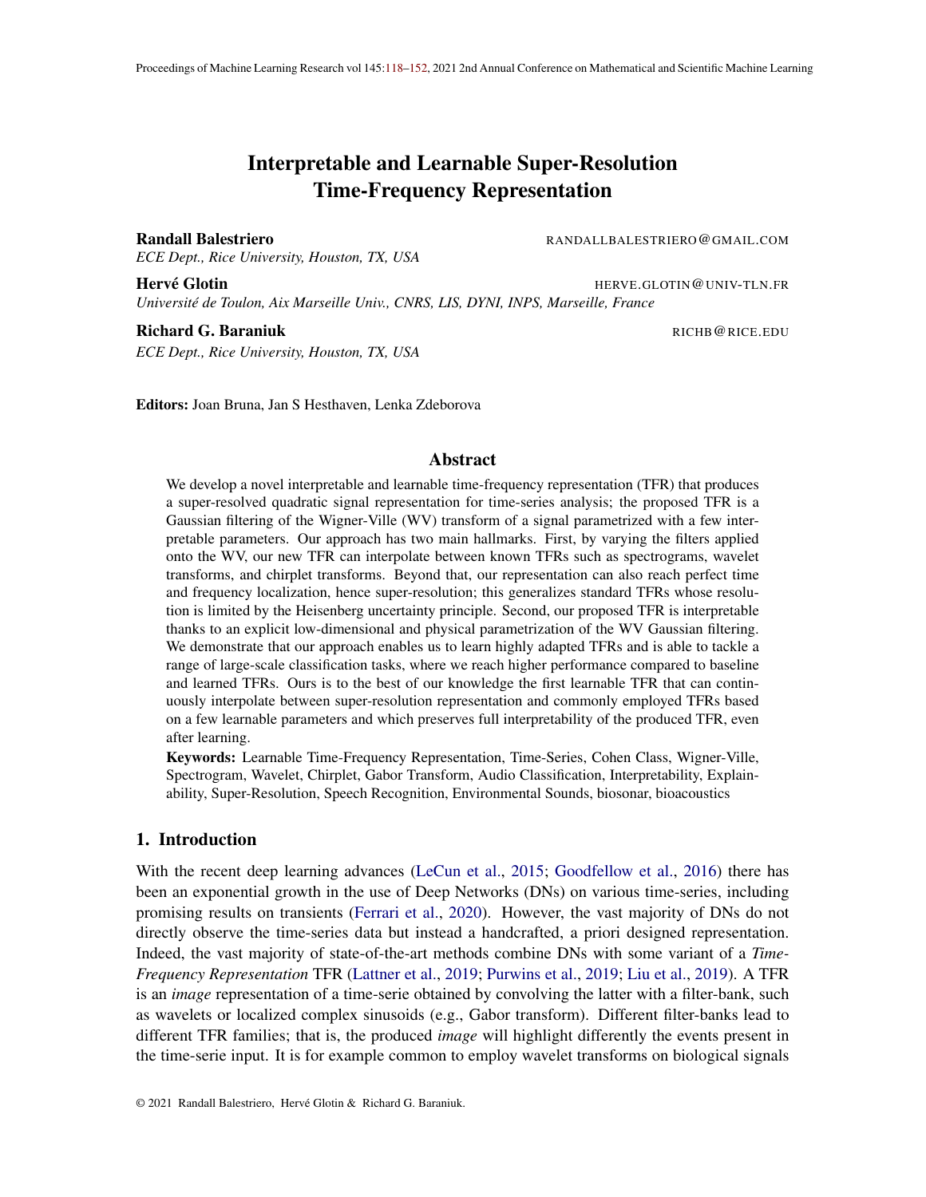# Interpretable and Learnable Super-Resolution Time-Frequency Representation

**Randall Balestriero** RANDALLBALESTRIERO@GMAIL.COM
*ECE Dept., Rice University, Houston, TX, USA*

**Hervé Glotin** HERVE.GLOTIN@UNIV-TLN.FR
*Université de Toulon, Aix Marseille Univ., CNRS, LIS, DYNI, INPS, Marseille, France*

**Richard G. Baraniuk** RICHB@RICE.EDU
*ECE Dept., Rice University, Houston, TX, USA*

**Editors:** Joan Bruna, Jan S Hesthaven, Lenka Zdeborova

## Abstract

We develop a novel interpretable and learnable time-frequency representation (TFR) that produces a super-resolved quadratic signal representation for time-series analysis; the proposed TFR is a Gaussian filtering of the Wigner-Ville (WV) transform of a signal parametrized with a few interpretable parameters. Our approach has two main hallmarks. First, by varying the filters applied onto the WV, our new TFR can interpolate between known TFRs such as spectrograms, wavelet transforms, and chirplet transforms. Beyond that, our representation can also reach perfect time and frequency localization, hence super-resolution; this generalizes standard TFRs whose resolution is limited by the Heisenberg uncertainty principle. Second, our proposed TFR is interpretable thanks to an explicit low-dimensional and physical parametrization of the WV Gaussian filtering. We demonstrate that our approach enables us to learn highly adapted TFRs and is able to tackle a range of large-scale classification tasks, where we reach higher performance compared to baseline and learned TFRs. Ours is to the best of our knowledge the first learnable TFR that can continuously interpolate between super-resolution representation and commonly employed TFRs based on a few learnable parameters and which preserves full interpretability of the produced TFR, even after learning.

**Keywords:** Learnable Time-Frequency Representation, Time-Series, Cohen Class, Wigner-Ville, Spectrogram, Wavelet, Chirplet, Gabor Transform, Audio Classification, Interpretability, Explainability, Super-Resolution, Speech Recognition, Environmental Sounds, biosonar, bioacoustics

## 1. Introduction

With the recent deep learning advances (LeCun et al., 2015; Goodfellow et al., 2016) there has been an exponential growth in the use of Deep Networks (DNs) on various time-series, including promising results on transients (Ferrari et al., 2020). However, the vast majority of DNs do not directly observe the time-series data but instead a handcrafted, a priori designed representation. Indeed, the vast majority of state-of-the-art methods combine DNs with some variant of a *Time-Frequency Representation* TFR (Lattner et al., 2019; Purwins et al., 2019; Liu et al., 2019). A TFR is an *image* representation of a time-serie obtained by convolving the latter with a filter-bank, such as wavelets or localized complex sinusoids (e.g., Gabor transform). Different filter-banks lead to different TFR families; that is, the produced *image* will highlight differently the events present in the time-serie input. It is for example common to employ wavelet transforms on biological signals

© 2021 Randall Balestriero, Hervé Glotin & Richard G. Baraniuk.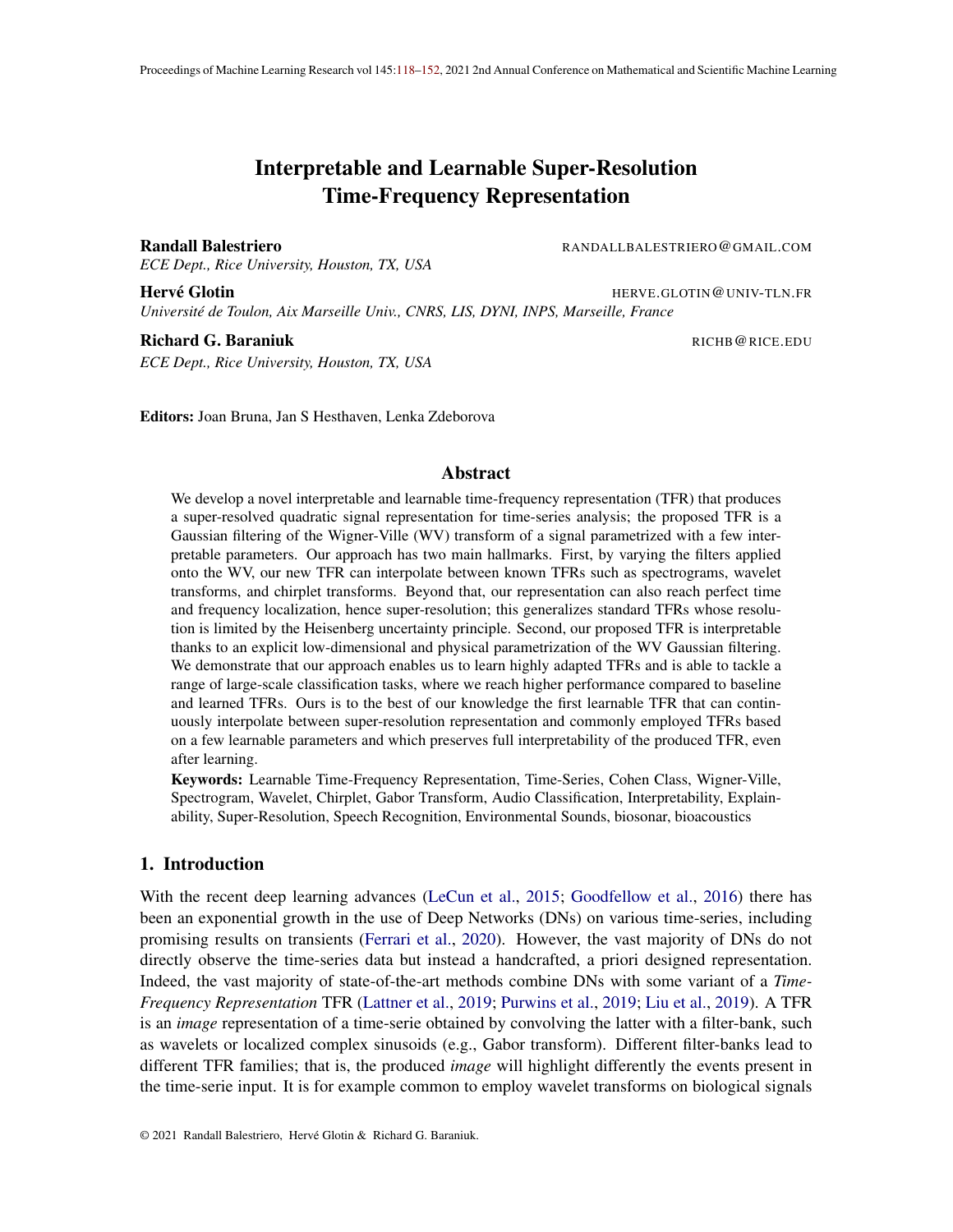# Interpretable and Learnable Super-Resolution Time-Frequency Representation

**Randall Balestriero** RANDALLBALESTRIERO@GMAIL.COM
*ECE Dept., Rice University, Houston, TX, USA*

**Hervé Glotin** HERVE.GLOTIN@UNIV-TLN.FR
*Université de Toulon, Aix Marseille Univ., CNRS, LIS, DYNI, INPS, Marseille, France*

**Richard G. Baraniuk** RICHB@RICE.EDU
*ECE Dept., Rice University, Houston, TX, USA*

**Editors:** Joan Bruna, Jan S Hesthaven, Lenka Zdeborova

## Abstract

We develop a novel interpretable and learnable time-frequency representation (TFR) that produces a super-resolved quadratic signal representation for time-series analysis; the proposed TFR is a Gaussian filtering of the Wigner-Ville (WV) transform of a signal parametrized with a few interpretable parameters. Our approach has two main hallmarks. First, by varying the filters applied onto the WV, our new TFR can interpolate between known TFRs such as spectrograms, wavelet transforms, and chirplet transforms. Beyond that, our representation can also reach perfect time and frequency localization, hence super-resolution; this generalizes standard TFRs whose resolution is limited by the Heisenberg uncertainty principle. Second, our proposed TFR is interpretable thanks to an explicit low-dimensional and physical parametrization of the WV Gaussian filtering. We demonstrate that our approach enables us to learn highly adapted TFRs and is able to tackle a range of large-scale classification tasks, where we reach higher performance compared to baseline and learned TFRs. Ours is to the best of our knowledge the first learnable TFR that can continuously interpolate between super-resolution representation and commonly employed TFRs based on a few learnable parameters and which preserves full interpretability of the produced TFR, even after learning.

**Keywords:** Learnable Time-Frequency Representation, Time-Series, Cohen Class, Wigner-Ville, Spectrogram, Wavelet, Chirplet, Gabor Transform, Audio Classification, Interpretability, Explainability, Super-Resolution, Speech Recognition, Environmental Sounds, biosonar, bioacoustics

## 1. Introduction

With the recent deep learning advances (LeCun et al., 2015; Goodfellow et al., 2016) there has been an exponential growth in the use of Deep Networks (DNs) on various time-series, including promising results on transients (Ferrari et al., 2020). However, the vast majority of DNs do not directly observe the time-series data but instead a handcrafted, a priori designed representation. Indeed, the vast majority of state-of-the-art methods combine DNs with some variant of a *Time-Frequency Representation* TFR (Lattner et al., 2019; Purwins et al., 2019; Liu et al., 2019). A TFR is an *image* representation of a time-serie obtained by convolving the latter with a filter-bank, such as wavelets or localized complex sinusoids (e.g., Gabor transform). Different filter-banks lead to different TFR families; that is, the produced *image* will highlight differently the events present in the time-serie input. It is for example common to employ wavelet transforms on biological signals

© 2021 Randall Balestriero, Hervé Glotin & Richard G. Baraniuk.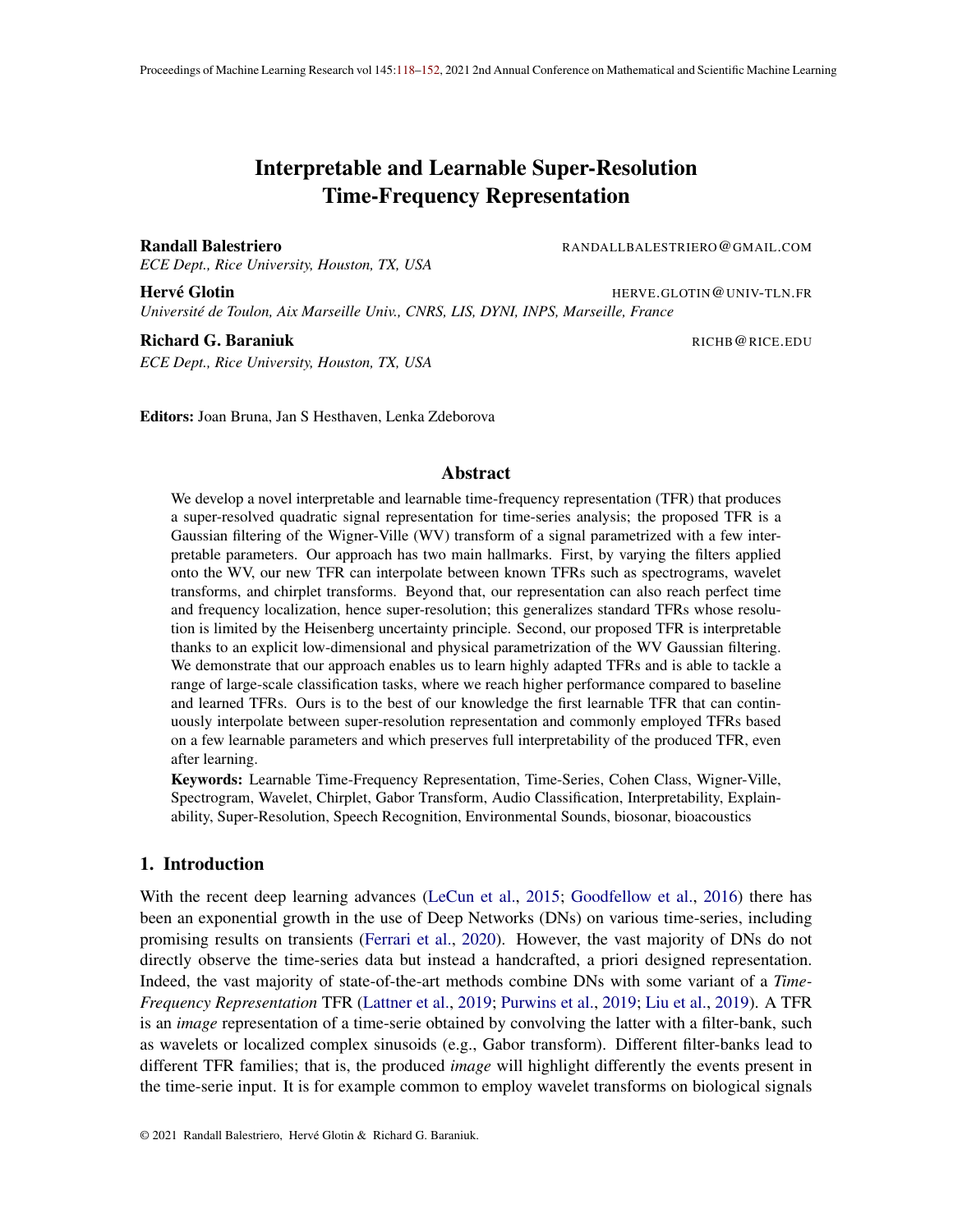# Interpretable and Learnable Super-Resolution Time-Frequency Representation

**Randall Balestriero** RANDALLBALESTRIERO@GMAIL.COM
*ECE Dept., Rice University, Houston, TX, USA*

**Hervé Glotin** HERVE.GLOTIN@UNIV-TLN.FR
*Université de Toulon, Aix Marseille Univ., CNRS, LIS, DYNI, INPS, Marseille, France*

**Richard G. Baraniuk** RICHB@RICE.EDU
*ECE Dept., Rice University, Houston, TX, USA*

**Editors:** Joan Bruna, Jan S Hesthaven, Lenka Zdeborova

## Abstract

We develop a novel interpretable and learnable time-frequency representation (TFR) that produces a super-resolved quadratic signal representation for time-series analysis; the proposed TFR is a Gaussian filtering of the Wigner-Ville (WV) transform of a signal parametrized with a few interpretable parameters. Our approach has two main hallmarks. First, by varying the filters applied onto the WV, our new TFR can interpolate between known TFRs such as spectrograms, wavelet transforms, and chirplet transforms. Beyond that, our representation can also reach perfect time and frequency localization, hence super-resolution; this generalizes standard TFRs whose resolution is limited by the Heisenberg uncertainty principle. Second, our proposed TFR is interpretable thanks to an explicit low-dimensional and physical parametrization of the WV Gaussian filtering. We demonstrate that our approach enables us to learn highly adapted TFRs and is able to tackle a range of large-scale classification tasks, where we reach higher performance compared to baseline and learned TFRs. Ours is to the best of our knowledge the first learnable TFR that can continuously interpolate between super-resolution representation and commonly employed TFRs based on a few learnable parameters and which preserves full interpretability of the produced TFR, even after learning.

**Keywords:** Learnable Time-Frequency Representation, Time-Series, Cohen Class, Wigner-Ville, Spectrogram, Wavelet, Chirplet, Gabor Transform, Audio Classification, Interpretability, Explainability, Super-Resolution, Speech Recognition, Environmental Sounds, biosonar, bioacoustics

## 1. Introduction

With the recent deep learning advances (LeCun et al., 2015; Goodfellow et al., 2016) there has been an exponential growth in the use of Deep Networks (DNs) on various time-series, including promising results on transients (Ferrari et al., 2020). However, the vast majority of DNs do not directly observe the time-series data but instead a handcrafted, a priori designed representation. Indeed, the vast majority of state-of-the-art methods combine DNs with some variant of a *Time-Frequency Representation* TFR (Lattner et al., 2019; Purwins et al., 2019; Liu et al., 2019). A TFR is an *image* representation of a time-serie obtained by convolving the latter with a filter-bank, such as wavelets or localized complex sinusoids (e.g., Gabor transform). Different filter-banks lead to different TFR families; that is, the produced *image* will highlight differently the events present in the time-serie input. It is for example common to employ wavelet transforms on biological signals

© 2021 Randall Balestriero, Hervé Glotin & Richard G. Baraniuk.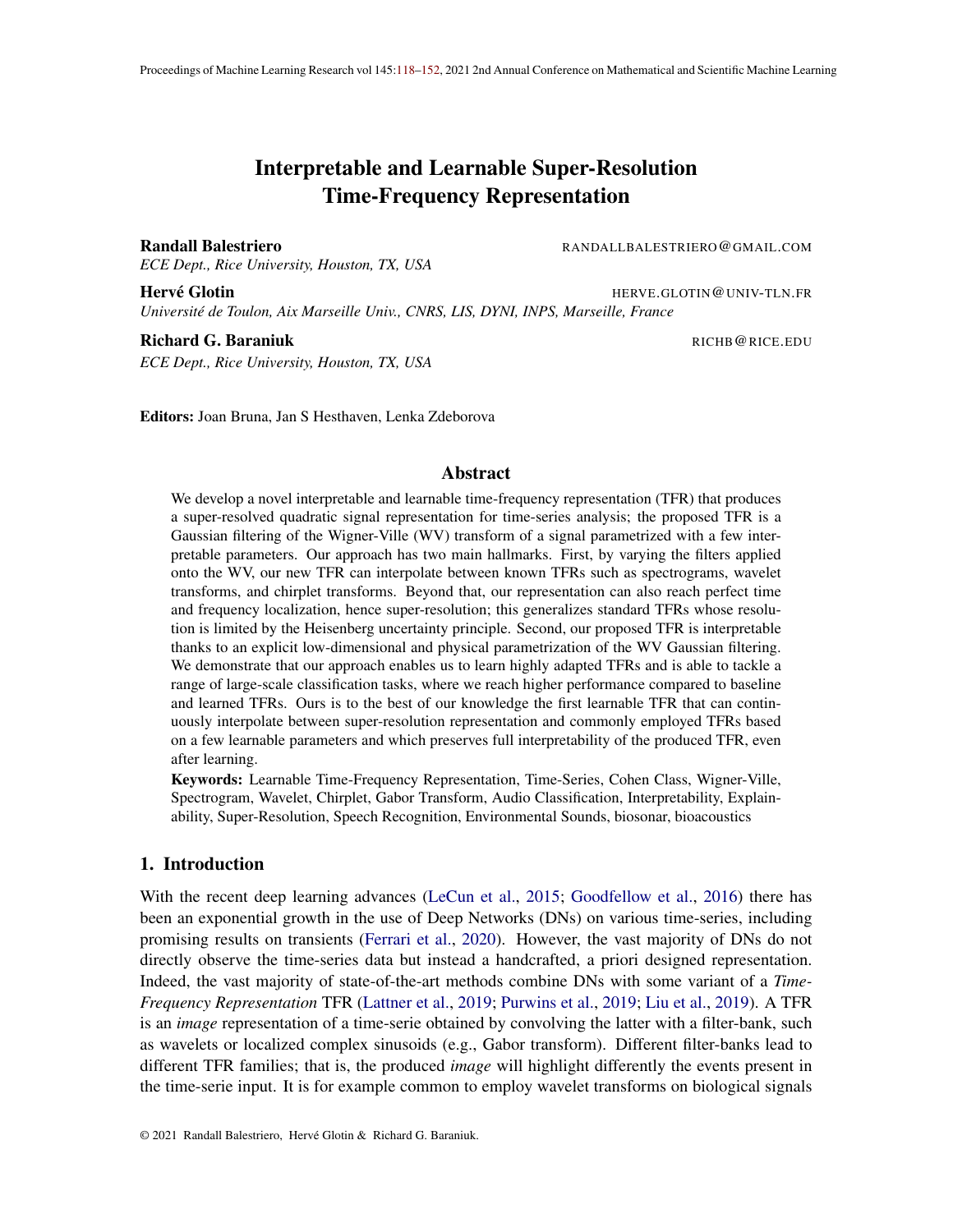# Interpretable and Learnable Super-Resolution Time-Frequency Representation

**Randall Balestriero** RANDALLBALESTRIERO@GMAIL.COM
*ECE Dept., Rice University, Houston, TX, USA*

**Hervé Glotin** HERVE.GLOTIN@UNIV-TLN.FR
*Université de Toulon, Aix Marseille Univ., CNRS, LIS, DYNI, INPS, Marseille, France*

**Richard G. Baraniuk** RICHB@RICE.EDU
*ECE Dept., Rice University, Houston, TX, USA*

**Editors:** Joan Bruna, Jan S Hesthaven, Lenka Zdeborova

## Abstract

We develop a novel interpretable and learnable time-frequency representation (TFR) that produces a super-resolved quadratic signal representation for time-series analysis; the proposed TFR is a Gaussian filtering of the Wigner-Ville (WV) transform of a signal parametrized with a few interpretable parameters. Our approach has two main hallmarks. First, by varying the filters applied onto the WV, our new TFR can interpolate between known TFRs such as spectrograms, wavelet transforms, and chirplet transforms. Beyond that, our representation can also reach perfect time and frequency localization, hence super-resolution; this generalizes standard TFRs whose resolution is limited by the Heisenberg uncertainty principle. Second, our proposed TFR is interpretable thanks to an explicit low-dimensional and physical parametrization of the WV Gaussian filtering. We demonstrate that our approach enables us to learn highly adapted TFRs and is able to tackle a range of large-scale classification tasks, where we reach higher performance compared to baseline and learned TFRs. Ours is to the best of our knowledge the first learnable TFR that can continuously interpolate between super-resolution representation and commonly employed TFRs based on a few learnable parameters and which preserves full interpretability of the produced TFR, even after learning.

**Keywords:** Learnable Time-Frequency Representation, Time-Series, Cohen Class, Wigner-Ville, Spectrogram, Wavelet, Chirplet, Gabor Transform, Audio Classification, Interpretability, Explainability, Super-Resolution, Speech Recognition, Environmental Sounds, biosonar, bioacoustics

## 1. Introduction

With the recent deep learning advances (LeCun et al., 2015; Goodfellow et al., 2016) there has been an exponential growth in the use of Deep Networks (DNs) on various time-series, including promising results on transients (Ferrari et al., 2020). However, the vast majority of DNs do not directly observe the time-series data but instead a handcrafted, a priori designed representation. Indeed, the vast majority of state-of-the-art methods combine DNs with some variant of a *Time-Frequency Representation* TFR (Lattner et al., 2019; Purwins et al., 2019; Liu et al., 2019). A TFR is an *image* representation of a time-serie obtained by convolving the latter with a filter-bank, such as wavelets or localized complex sinusoids (e.g., Gabor transform). Different filter-banks lead to different TFR families; that is, the produced *image* will highlight differently the events present in the time-serie input. It is for example common to employ wavelet transforms on biological signals

© 2021 Randall Balestriero, Hervé Glotin & Richard G. Baraniuk.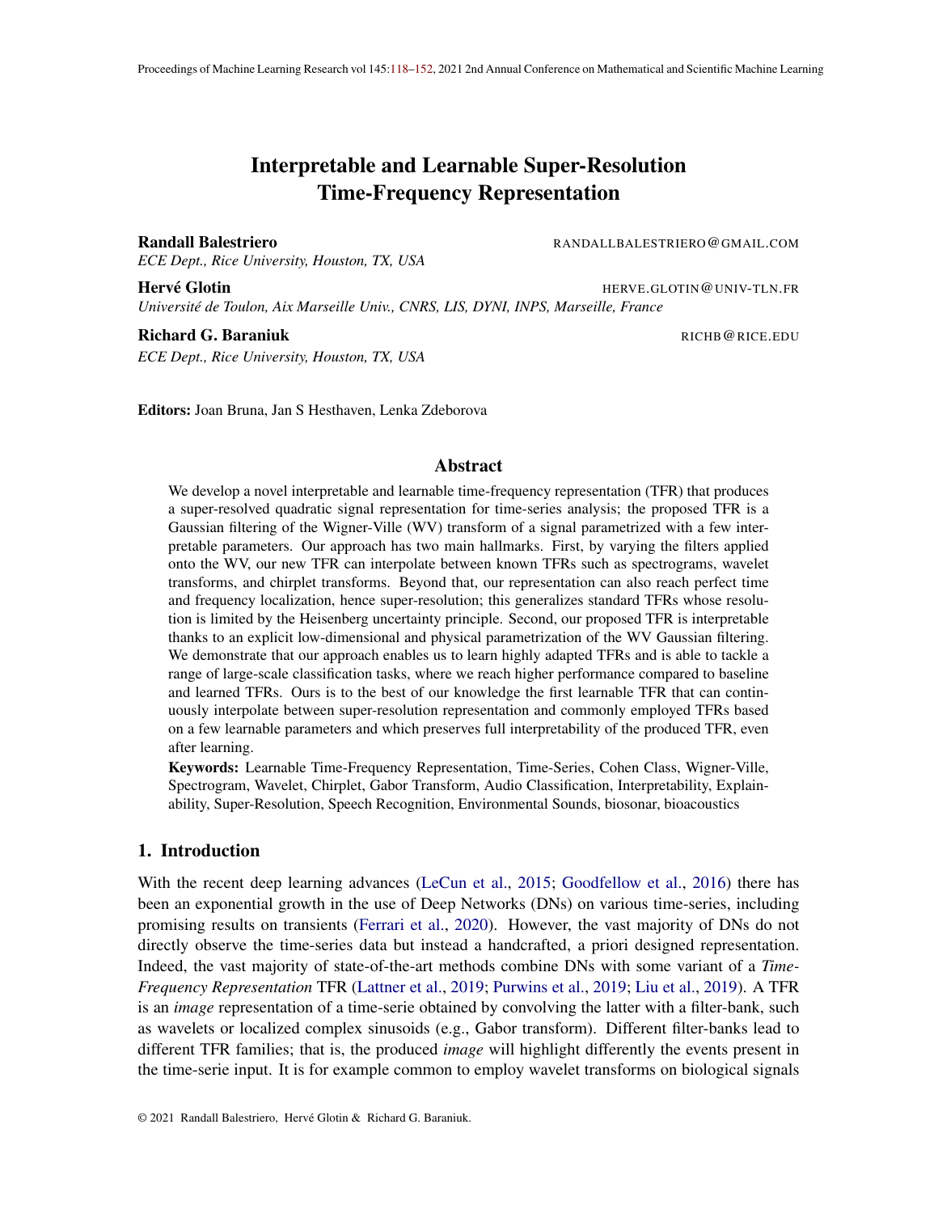# Interpretable and Learnable Super-Resolution Time-Frequency Representation

**Randall Balestriero** RANDALLBALESTRIERO@GMAIL.COM
*ECE Dept., Rice University, Houston, TX, USA*

**Hervé Glotin** HERVE.GLOTIN@UNIV-TLN.FR
*Université de Toulon, Aix Marseille Univ., CNRS, LIS, DYNI, INPS, Marseille, France*

**Richard G. Baraniuk** RICHB@RICE.EDU
*ECE Dept., Rice University, Houston, TX, USA*

**Editors:** Joan Bruna, Jan S Hesthaven, Lenka Zdeborova

## Abstract

We develop a novel interpretable and learnable time-frequency representation (TFR) that produces a super-resolved quadratic signal representation for time-series analysis; the proposed TFR is a Gaussian filtering of the Wigner-Ville (WV) transform of a signal parametrized with a few interpretable parameters. Our approach has two main hallmarks. First, by varying the filters applied onto the WV, our new TFR can interpolate between known TFRs such as spectrograms, wavelet transforms, and chirplet transforms. Beyond that, our representation can also reach perfect time and frequency localization, hence super-resolution; this generalizes standard TFRs whose resolution is limited by the Heisenberg uncertainty principle. Second, our proposed TFR is interpretable thanks to an explicit low-dimensional and physical parametrization of the WV Gaussian filtering. We demonstrate that our approach enables us to learn highly adapted TFRs and is able to tackle a range of large-scale classification tasks, where we reach higher performance compared to baseline and learned TFRs. Ours is to the best of our knowledge the first learnable TFR that can continuously interpolate between super-resolution representation and commonly employed TFRs based on a few learnable parameters and which preserves full interpretability of the produced TFR, even after learning.

**Keywords:** Learnable Time-Frequency Representation, Time-Series, Cohen Class, Wigner-Ville, Spectrogram, Wavelet, Chirplet, Gabor Transform, Audio Classification, Interpretability, Explainability, Super-Resolution, Speech Recognition, Environmental Sounds, biosonar, bioacoustics

## 1. Introduction

With the recent deep learning advances (LeCun et al., 2015; Goodfellow et al., 2016) there has been an exponential growth in the use of Deep Networks (DNs) on various time-series, including promising results on transients (Ferrari et al., 2020). However, the vast majority of DNs do not directly observe the time-series data but instead a handcrafted, a priori designed representation. Indeed, the vast majority of state-of-the-art methods combine DNs with some variant of a *Time-Frequency Representation* TFR (Lattner et al., 2019; Purwins et al., 2019; Liu et al., 2019). A TFR is an *image* representation of a time-serie obtained by convolving the latter with a filter-bank, such as wavelets or localized complex sinusoids (e.g., Gabor transform). Different filter-banks lead to different TFR families; that is, the produced *image* will highlight differently the events present in the time-serie input. It is for example common to employ wavelet transforms on biological signals

© 2021 Randall Balestriero, Hervé Glotin & Richard G. Baraniuk.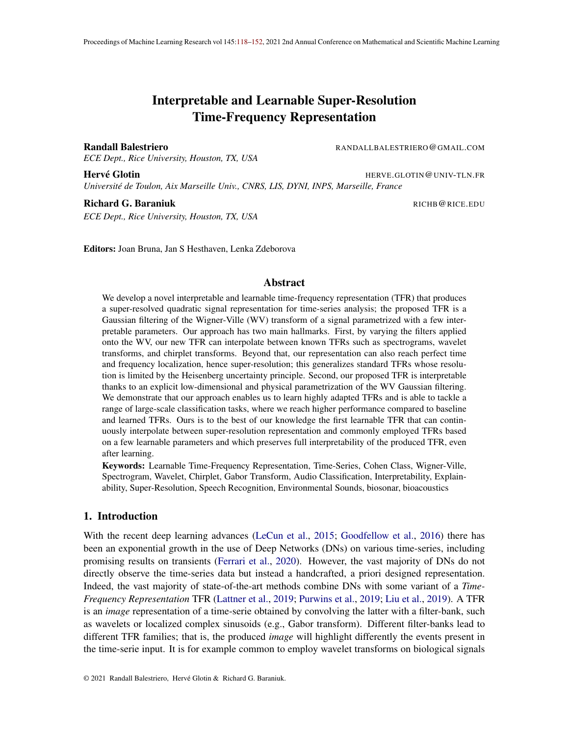# Interpretable and Learnable Super-Resolution Time-Frequency Representation

**Randall Balestriero** RANDALLBALESTRIERO@GMAIL.COM
*ECE Dept., Rice University, Houston, TX, USA*

**Hervé Glotin** HERVE.GLOTIN@UNIV-TLN.FR
*Université de Toulon, Aix Marseille Univ., CNRS, LIS, DYNI, INPS, Marseille, France*

**Richard G. Baraniuk** RICHB@RICE.EDU
*ECE Dept., Rice University, Houston, TX, USA*

**Editors:** Joan Bruna, Jan S Hesthaven, Lenka Zdeborova

## Abstract

We develop a novel interpretable and learnable time-frequency representation (TFR) that produces a super-resolved quadratic signal representation for time-series analysis; the proposed TFR is a Gaussian filtering of the Wigner-Ville (WV) transform of a signal parametrized with a few interpretable parameters. Our approach has two main hallmarks. First, by varying the filters applied onto the WV, our new TFR can interpolate between known TFRs such as spectrograms, wavelet transforms, and chirplet transforms. Beyond that, our representation can also reach perfect time and frequency localization, hence super-resolution; this generalizes standard TFRs whose resolution is limited by the Heisenberg uncertainty principle. Second, our proposed TFR is interpretable thanks to an explicit low-dimensional and physical parametrization of the WV Gaussian filtering. We demonstrate that our approach enables us to learn highly adapted TFRs and is able to tackle a range of large-scale classification tasks, where we reach higher performance compared to baseline and learned TFRs. Ours is to the best of our knowledge the first learnable TFR that can continuously interpolate between super-resolution representation and commonly employed TFRs based on a few learnable parameters and which preserves full interpretability of the produced TFR, even after learning.

**Keywords:** Learnable Time-Frequency Representation, Time-Series, Cohen Class, Wigner-Ville, Spectrogram, Wavelet, Chirplet, Gabor Transform, Audio Classification, Interpretability, Explainability, Super-Resolution, Speech Recognition, Environmental Sounds, biosonar, bioacoustics

## 1. Introduction

With the recent deep learning advances (LeCun et al., 2015; Goodfellow et al., 2016) there has been an exponential growth in the use of Deep Networks (DNs) on various time-series, including promising results on transients (Ferrari et al., 2020). However, the vast majority of DNs do not directly observe the time-series data but instead a handcrafted, a priori designed representation. Indeed, the vast majority of state-of-the-art methods combine DNs with some variant of a *Time-Frequency Representation* TFR (Lattner et al., 2019; Purwins et al., 2019; Liu et al., 2019). A TFR is an *image* representation of a time-serie obtained by convolving the latter with a filter-bank, such as wavelets or localized complex sinusoids (e.g., Gabor transform). Different filter-banks lead to different TFR families; that is, the produced *image* will highlight differently the events present in the time-serie input. It is for example common to employ wavelet transforms on biological signals

© 2021 Randall Balestriero, Hervé Glotin & Richard G. Baraniuk.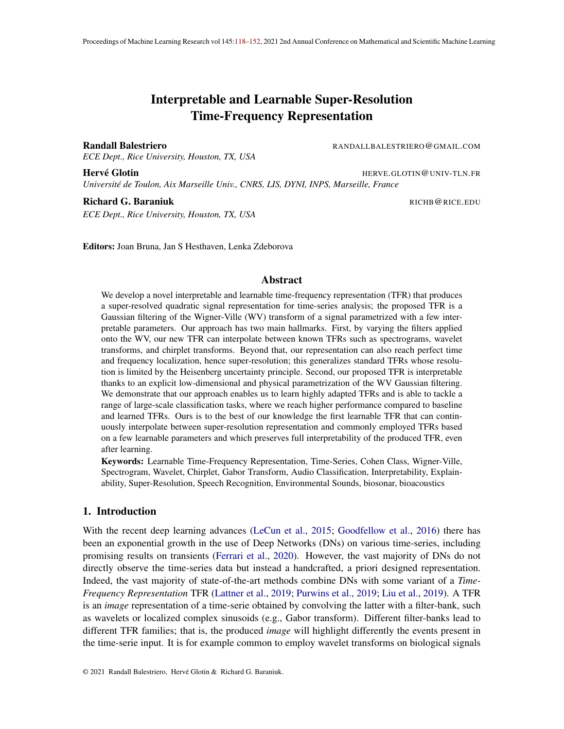# Interpretable and Learnable Super-Resolution Time-Frequency Representation

**Randall Balestriero** RANDALLBALESTRIERO@GMAIL.COM
*ECE Dept., Rice University, Houston, TX, USA*

**Hervé Glotin** HERVE.GLOTIN@UNIV-TLN.FR
*Université de Toulon, Aix Marseille Univ., CNRS, LIS, DYNI, INPS, Marseille, France*

**Richard G. Baraniuk** RICHB@RICE.EDU
*ECE Dept., Rice University, Houston, TX, USA*

**Editors:** Joan Bruna, Jan S Hesthaven, Lenka Zdeborova

## Abstract

We develop a novel interpretable and learnable time-frequency representation (TFR) that produces a super-resolved quadratic signal representation for time-series analysis; the proposed TFR is a Gaussian filtering of the Wigner-Ville (WV) transform of a signal parametrized with a few interpretable parameters. Our approach has two main hallmarks. First, by varying the filters applied onto the WV, our new TFR can interpolate between known TFRs such as spectrograms, wavelet transforms, and chirplet transforms. Beyond that, our representation can also reach perfect time and frequency localization, hence super-resolution; this generalizes standard TFRs whose resolution is limited by the Heisenberg uncertainty principle. Second, our proposed TFR is interpretable thanks to an explicit low-dimensional and physical parametrization of the WV Gaussian filtering. We demonstrate that our approach enables us to learn highly adapted TFRs and is able to tackle a range of large-scale classification tasks, where we reach higher performance compared to baseline and learned TFRs. Ours is to the best of our knowledge the first learnable TFR that can continuously interpolate between super-resolution representation and commonly employed TFRs based on a few learnable parameters and which preserves full interpretability of the produced TFR, even after learning.

**Keywords:** Learnable Time-Frequency Representation, Time-Series, Cohen Class, Wigner-Ville, Spectrogram, Wavelet, Chirplet, Gabor Transform, Audio Classification, Interpretability, Explainability, Super-Resolution, Speech Recognition, Environmental Sounds, biosonar, bioacoustics

## 1. Introduction

With the recent deep learning advances (LeCun et al., 2015; Goodfellow et al., 2016) there has been an exponential growth in the use of Deep Networks (DNs) on various time-series, including promising results on transients (Ferrari et al., 2020). However, the vast majority of DNs do not directly observe the time-series data but instead a handcrafted, a priori designed representation. Indeed, the vast majority of state-of-the-art methods combine DNs with some variant of a *Time-Frequency Representation* TFR (Lattner et al., 2019; Purwins et al., 2019; Liu et al., 2019). A TFR is an *image* representation of a time-serie obtained by convolving the latter with a filter-bank, such as wavelets or localized complex sinusoids (e.g., Gabor transform). Different filter-banks lead to different TFR families; that is, the produced *image* will highlight differently the events present in the time-serie input. It is for example common to employ wavelet transforms on biological signals

© 2021 Randall Balestriero, Hervé Glotin & Richard G. Baraniuk.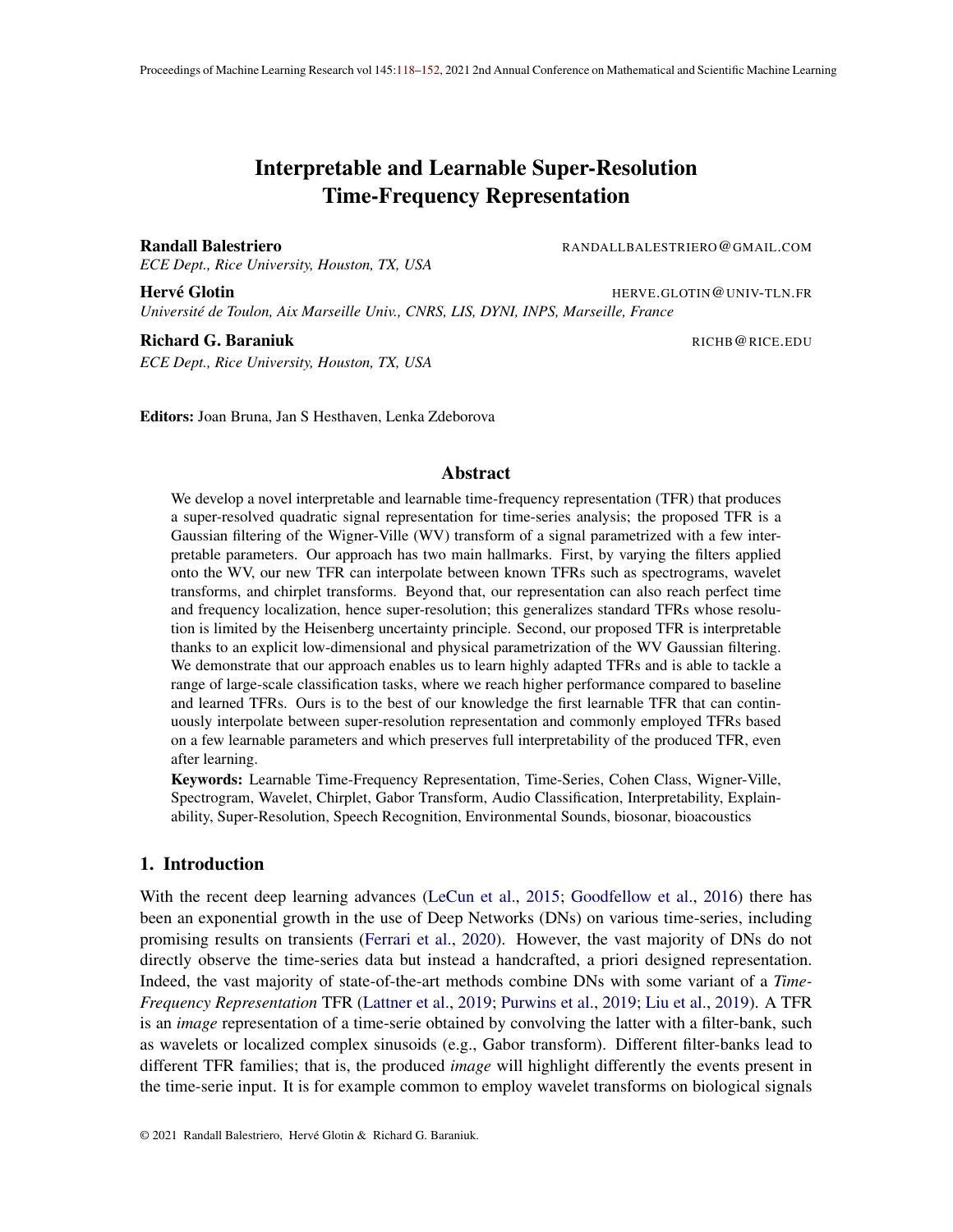# Interpretable and Learnable Super-Resolution Time-Frequency Representation

**Randall Balestriero** RANDALLBALESTRIERO@GMAIL.COM
*ECE Dept., Rice University, Houston, TX, USA*

**Hervé Glotin** HERVE.GLOTIN@UNIV-TLN.FR
*Université de Toulon, Aix Marseille Univ., CNRS, LIS, DYNI, INPS, Marseille, France*

**Richard G. Baraniuk** RICHB@RICE.EDU
*ECE Dept., Rice University, Houston, TX, USA*

**Editors:** Joan Bruna, Jan S Hesthaven, Lenka Zdeborova

## Abstract

We develop a novel interpretable and learnable time-frequency representation (TFR) that produces a super-resolved quadratic signal representation for time-series analysis; the proposed TFR is a Gaussian filtering of the Wigner-Ville (WV) transform of a signal parametrized with a few interpretable parameters. Our approach has two main hallmarks. First, by varying the filters applied onto the WV, our new TFR can interpolate between known TFRs such as spectrograms, wavelet transforms, and chirplet transforms. Beyond that, our representation can also reach perfect time and frequency localization, hence super-resolution; this generalizes standard TFRs whose resolution is limited by the Heisenberg uncertainty principle. Second, our proposed TFR is interpretable thanks to an explicit low-dimensional and physical parametrization of the WV Gaussian filtering. We demonstrate that our approach enables us to learn highly adapted TFRs and is able to tackle a range of large-scale classification tasks, where we reach higher performance compared to baseline and learned TFRs. Ours is to the best of our knowledge the first learnable TFR that can continuously interpolate between super-resolution representation and commonly employed TFRs based on a few learnable parameters and which preserves full interpretability of the produced TFR, even after learning.

**Keywords:** Learnable Time-Frequency Representation, Time-Series, Cohen Class, Wigner-Ville, Spectrogram, Wavelet, Chirplet, Gabor Transform, Audio Classification, Interpretability, Explainability, Super-Resolution, Speech Recognition, Environmental Sounds, biosonar, bioacoustics

## 1. Introduction

With the recent deep learning advances (LeCun et al., 2015; Goodfellow et al., 2016) there has been an exponential growth in the use of Deep Networks (DNs) on various time-series, including promising results on transients (Ferrari et al., 2020). However, the vast majority of DNs do not directly observe the time-series data but instead a handcrafted, a priori designed representation. Indeed, the vast majority of state-of-the-art methods combine DNs with some variant of a *Time-Frequency Representation* TFR (Lattner et al., 2019; Purwins et al., 2019; Liu et al., 2019). A TFR is an *image* representation of a time-serie obtained by convolving the latter with a filter-bank, such as wavelets or localized complex sinusoids (e.g., Gabor transform). Different filter-banks lead to different TFR families; that is, the produced *image* will highlight differently the events present in the time-serie input. It is for example common to employ wavelet transforms on biological signals

© 2021 Randall Balestriero, Hervé Glotin & Richard G. Baraniuk.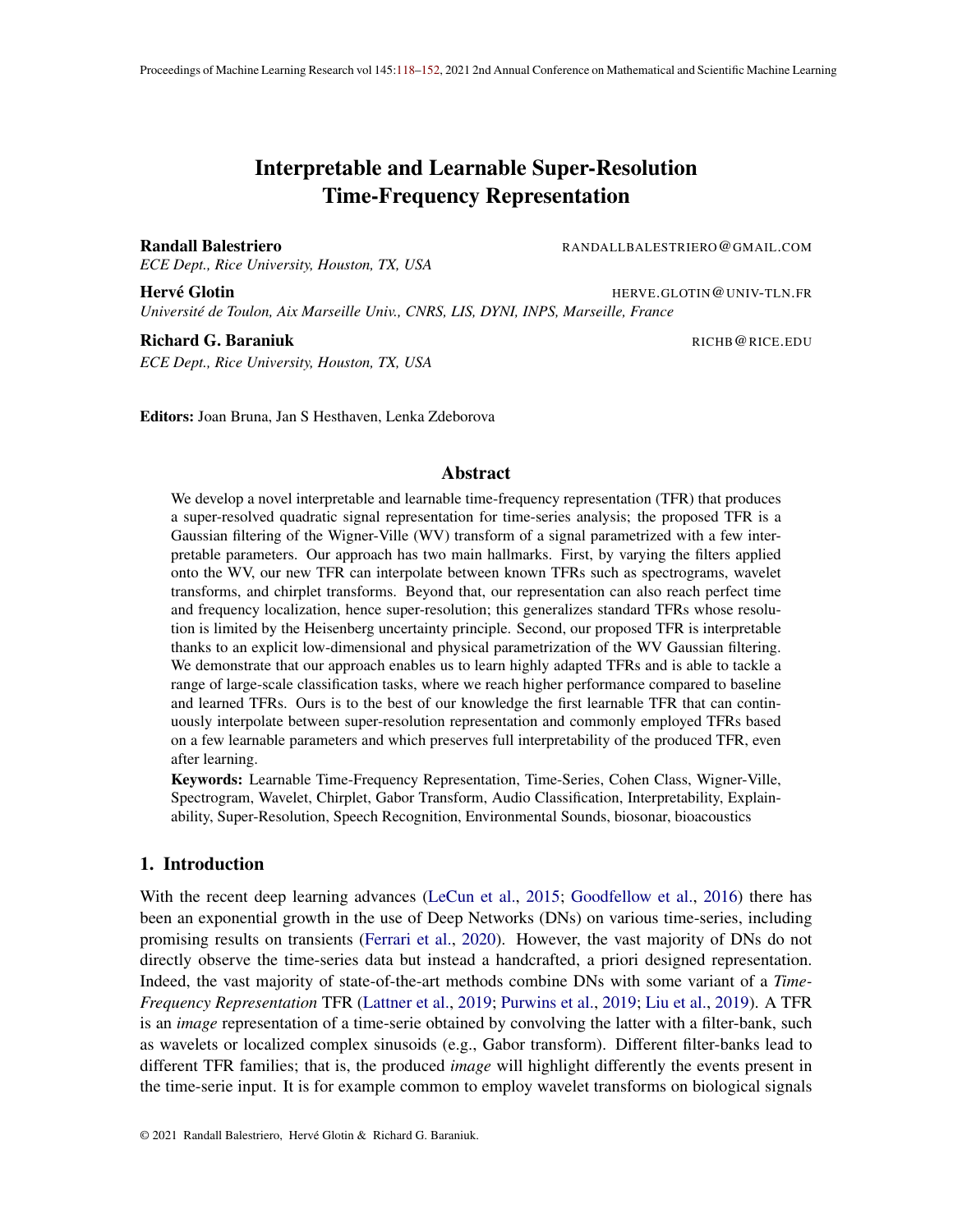# Interpretable and Learnable Super-Resolution Time-Frequency Representation

**Randall Balestriero** RANDALLBALESTRIERO@GMAIL.COM
*ECE Dept., Rice University, Houston, TX, USA*

**Hervé Glotin** HERVE.GLOTIN@UNIV-TLN.FR
*Université de Toulon, Aix Marseille Univ., CNRS, LIS, DYNI, INPS, Marseille, France*

**Richard G. Baraniuk** RICHB@RICE.EDU
*ECE Dept., Rice University, Houston, TX, USA*

**Editors:** Joan Bruna, Jan S Hesthaven, Lenka Zdeborova

## Abstract

We develop a novel interpretable and learnable time-frequency representation (TFR) that produces a super-resolved quadratic signal representation for time-series analysis; the proposed TFR is a Gaussian filtering of the Wigner-Ville (WV) transform of a signal parametrized with a few interpretable parameters. Our approach has two main hallmarks. First, by varying the filters applied onto the WV, our new TFR can interpolate between known TFRs such as spectrograms, wavelet transforms, and chirplet transforms. Beyond that, our representation can also reach perfect time and frequency localization, hence super-resolution; this generalizes standard TFRs whose resolution is limited by the Heisenberg uncertainty principle. Second, our proposed TFR is interpretable thanks to an explicit low-dimensional and physical parametrization of the WV Gaussian filtering. We demonstrate that our approach enables us to learn highly adapted TFRs and is able to tackle a range of large-scale classification tasks, where we reach higher performance compared to baseline and learned TFRs. Ours is to the best of our knowledge the first learnable TFR that can continuously interpolate between super-resolution representation and commonly employed TFRs based on a few learnable parameters and which preserves full interpretability of the produced TFR, even after learning.

**Keywords:** Learnable Time-Frequency Representation, Time-Series, Cohen Class, Wigner-Ville, Spectrogram, Wavelet, Chirplet, Gabor Transform, Audio Classification, Interpretability, Explainability, Super-Resolution, Speech Recognition, Environmental Sounds, biosonar, bioacoustics

## 1. Introduction

With the recent deep learning advances (LeCun et al., 2015; Goodfellow et al., 2016) there has been an exponential growth in the use of Deep Networks (DNs) on various time-series, including promising results on transients (Ferrari et al., 2020). However, the vast majority of DNs do not directly observe the time-series data but instead a handcrafted, a priori designed representation. Indeed, the vast majority of state-of-the-art methods combine DNs with some variant of a *Time-Frequency Representation* TFR (Lattner et al., 2019; Purwins et al., 2019; Liu et al., 2019). A TFR is an *image* representation of a time-serie obtained by convolving the latter with a filter-bank, such as wavelets or localized complex sinusoids (e.g., Gabor transform). Different filter-banks lead to different TFR families; that is, the produced *image* will highlight differently the events present in the time-serie input. It is for example common to employ wavelet transforms on biological signals

© 2021 Randall Balestriero, Hervé Glotin & Richard G. Baraniuk.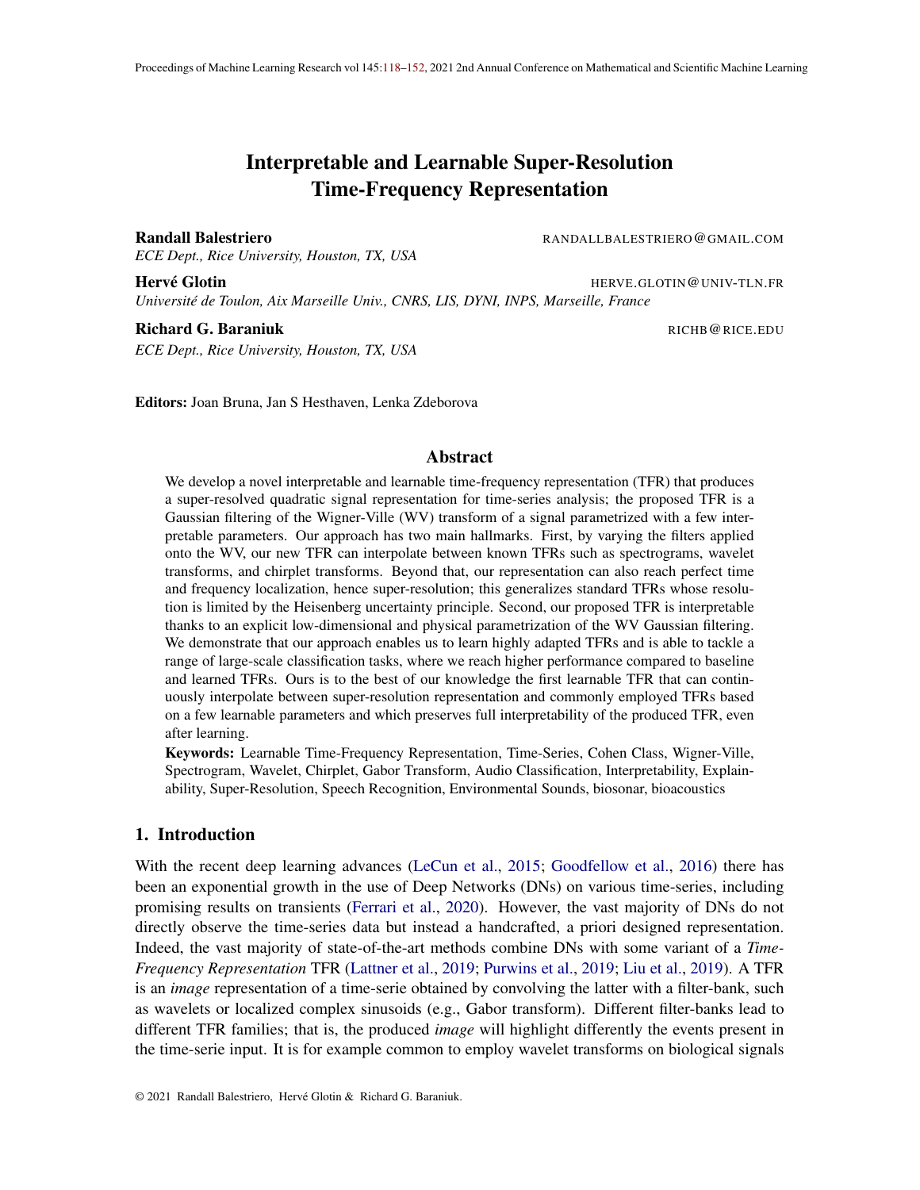# Interpretable and Learnable Super-Resolution Time-Frequency Representation

**Randall Balestriero** RANDALLBALESTRIERO@GMAIL.COM
*ECE Dept., Rice University, Houston, TX, USA*

**Hervé Glotin** HERVE.GLOTIN@UNIV-TLN.FR
*Université de Toulon, Aix Marseille Univ., CNRS, LIS, DYNI, INPS, Marseille, France*

**Richard G. Baraniuk** RICHB@RICE.EDU
*ECE Dept., Rice University, Houston, TX, USA*

**Editors:** Joan Bruna, Jan S Hesthaven, Lenka Zdeborova

## Abstract

We develop a novel interpretable and learnable time-frequency representation (TFR) that produces a super-resolved quadratic signal representation for time-series analysis; the proposed TFR is a Gaussian filtering of the Wigner-Ville (WV) transform of a signal parametrized with a few interpretable parameters. Our approach has two main hallmarks. First, by varying the filters applied onto the WV, our new TFR can interpolate between known TFRs such as spectrograms, wavelet transforms, and chirplet transforms. Beyond that, our representation can also reach perfect time and frequency localization, hence super-resolution; this generalizes standard TFRs whose resolution is limited by the Heisenberg uncertainty principle. Second, our proposed TFR is interpretable thanks to an explicit low-dimensional and physical parametrization of the WV Gaussian filtering. We demonstrate that our approach enables us to learn highly adapted TFRs and is able to tackle a range of large-scale classification tasks, where we reach higher performance compared to baseline and learned TFRs. Ours is to the best of our knowledge the first learnable TFR that can continuously interpolate between super-resolution representation and commonly employed TFRs based on a few learnable parameters and which preserves full interpretability of the produced TFR, even after learning.

**Keywords:** Learnable Time-Frequency Representation, Time-Series, Cohen Class, Wigner-Ville, Spectrogram, Wavelet, Chirplet, Gabor Transform, Audio Classification, Interpretability, Explainability, Super-Resolution, Speech Recognition, Environmental Sounds, biosonar, bioacoustics

## 1. Introduction

With the recent deep learning advances (LeCun et al., 2015; Goodfellow et al., 2016) there has been an exponential growth in the use of Deep Networks (DNs) on various time-series, including promising results on transients (Ferrari et al., 2020). However, the vast majority of DNs do not directly observe the time-series data but instead a handcrafted, a priori designed representation. Indeed, the vast majority of state-of-the-art methods combine DNs with some variant of a *Time-Frequency Representation* TFR (Lattner et al., 2019; Purwins et al., 2019; Liu et al., 2019). A TFR is an *image* representation of a time-serie obtained by convolving the latter with a filter-bank, such as wavelets or localized complex sinusoids (e.g., Gabor transform). Different filter-banks lead to different TFR families; that is, the produced *image* will highlight differently the events present in the time-serie input. It is for example common to employ wavelet transforms on biological signals

© 2021 Randall Balestriero, Hervé Glotin & Richard G. Baraniuk.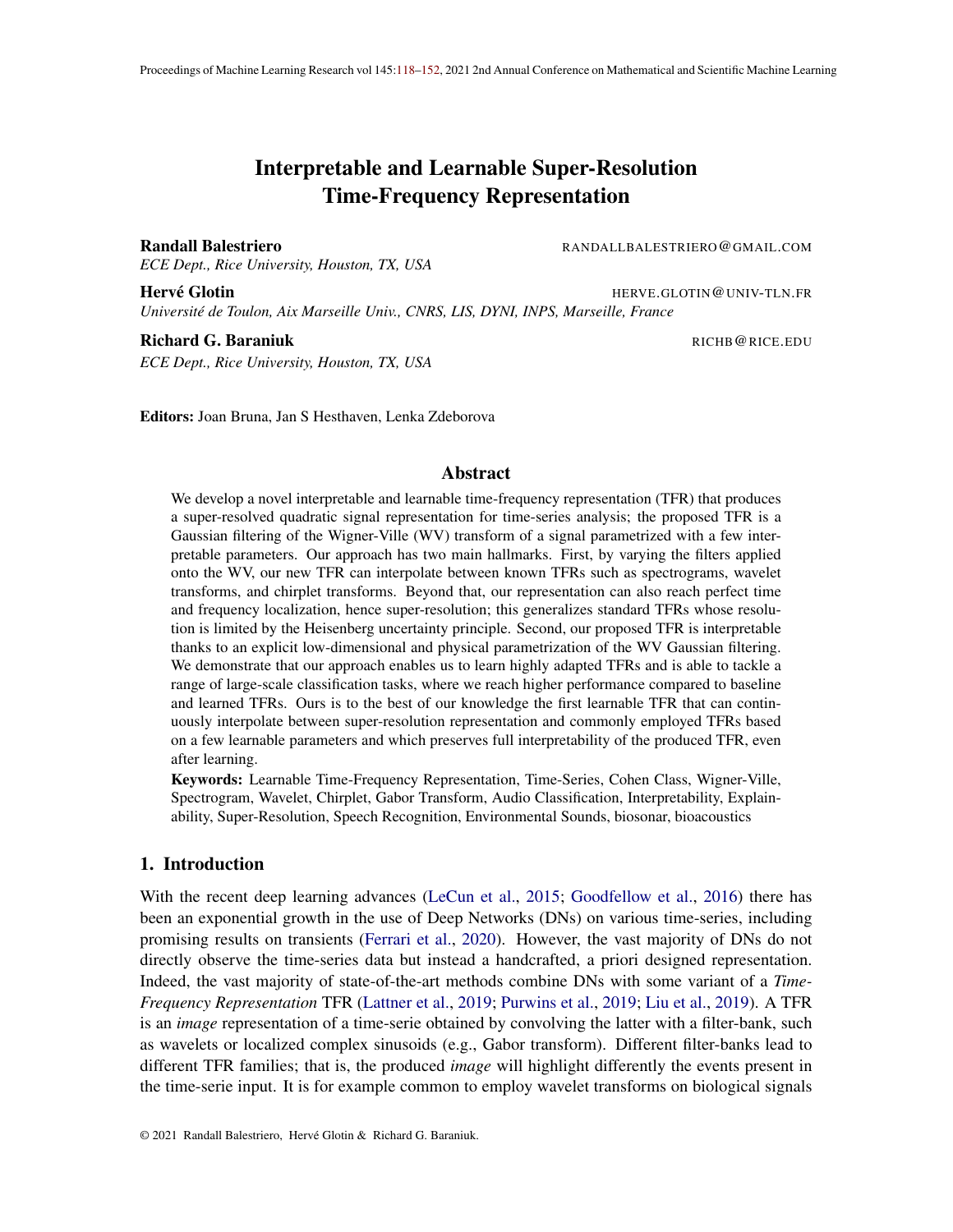# Interpretable and Learnable Super-Resolution Time-Frequency Representation

**Randall Balestriero** RANDALLBALESTRIERO@GMAIL.COM
*ECE Dept., Rice University, Houston, TX, USA*

**Hervé Glotin** HERVE.GLOTIN@UNIV-TLN.FR
*Université de Toulon, Aix Marseille Univ., CNRS, LIS, DYNI, INPS, Marseille, France*

**Richard G. Baraniuk** RICHB@RICE.EDU
*ECE Dept., Rice University, Houston, TX, USA*

**Editors:** Joan Bruna, Jan S Hesthaven, Lenka Zdeborova

## Abstract

We develop a novel interpretable and learnable time-frequency representation (TFR) that produces a super-resolved quadratic signal representation for time-series analysis; the proposed TFR is a Gaussian filtering of the Wigner-Ville (WV) transform of a signal parametrized with a few interpretable parameters. Our approach has two main hallmarks. First, by varying the filters applied onto the WV, our new TFR can interpolate between known TFRs such as spectrograms, wavelet transforms, and chirplet transforms. Beyond that, our representation can also reach perfect time and frequency localization, hence super-resolution; this generalizes standard TFRs whose resolution is limited by the Heisenberg uncertainty principle. Second, our proposed TFR is interpretable thanks to an explicit low-dimensional and physical parametrization of the WV Gaussian filtering. We demonstrate that our approach enables us to learn highly adapted TFRs and is able to tackle a range of large-scale classification tasks, where we reach higher performance compared to baseline and learned TFRs. Ours is to the best of our knowledge the first learnable TFR that can continuously interpolate between super-resolution representation and commonly employed TFRs based on a few learnable parameters and which preserves full interpretability of the produced TFR, even after learning.

**Keywords:** Learnable Time-Frequency Representation, Time-Series, Cohen Class, Wigner-Ville, Spectrogram, Wavelet, Chirplet, Gabor Transform, Audio Classification, Interpretability, Explainability, Super-Resolution, Speech Recognition, Environmental Sounds, biosonar, bioacoustics

## 1. Introduction

With the recent deep learning advances (LeCun et al., 2015; Goodfellow et al., 2016) there has been an exponential growth in the use of Deep Networks (DNs) on various time-series, including promising results on transients (Ferrari et al., 2020). However, the vast majority of DNs do not directly observe the time-series data but instead a handcrafted, a priori designed representation. Indeed, the vast majority of state-of-the-art methods combine DNs with some variant of a *Time-Frequency Representation* TFR (Lattner et al., 2019; Purwins et al., 2019; Liu et al., 2019). A TFR is an *image* representation of a time-serie obtained by convolving the latter with a filter-bank, such as wavelets or localized complex sinusoids (e.g., Gabor transform). Different filter-banks lead to different TFR families; that is, the produced *image* will highlight differently the events present in the time-serie input. It is for example common to employ wavelet transforms on biological signals

© 2021 Randall Balestriero, Hervé Glotin & Richard G. Baraniuk.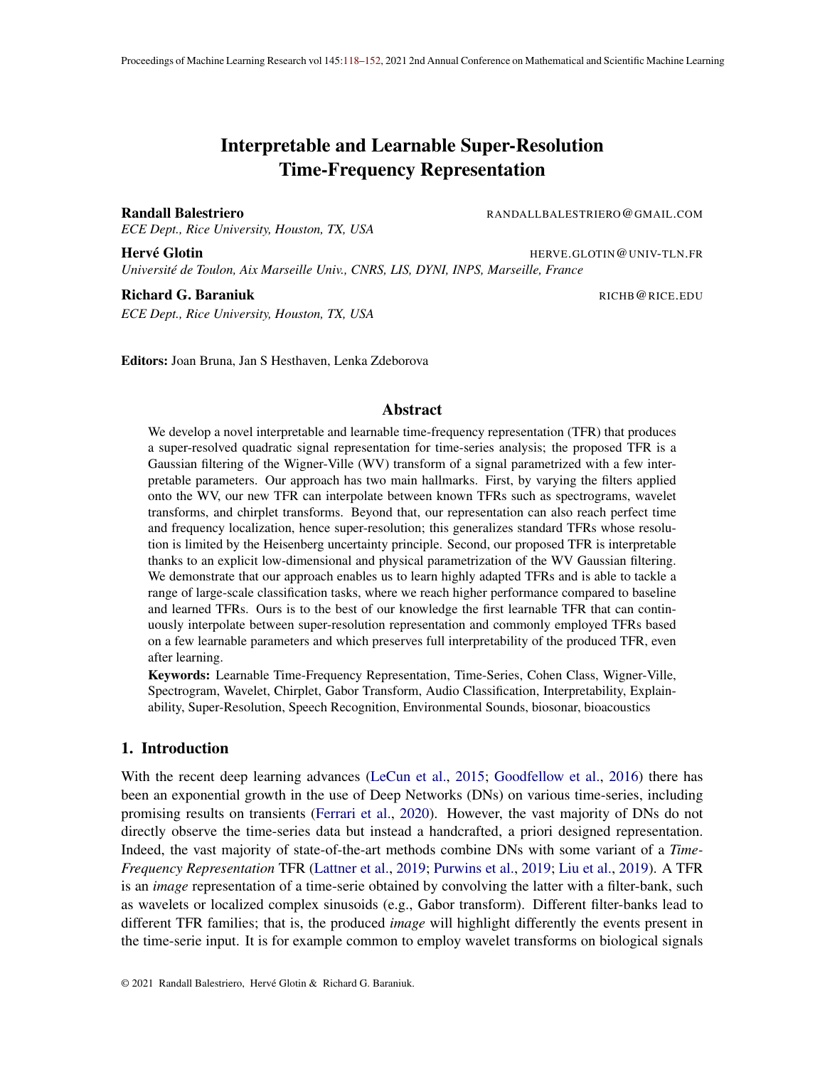# Interpretable and Learnable Super-Resolution Time-Frequency Representation

**Randall Balestriero** RANDALLBALESTRIERO@GMAIL.COM
*ECE Dept., Rice University, Houston, TX, USA*

**Hervé Glotin** HERVE.GLOTIN@UNIV-TLN.FR
*Université de Toulon, Aix Marseille Univ., CNRS, LIS, DYNI, INPS, Marseille, France*

**Richard G. Baraniuk** RICHB@RICE.EDU
*ECE Dept., Rice University, Houston, TX, USA*

**Editors:** Joan Bruna, Jan S Hesthaven, Lenka Zdeborova

## Abstract

We develop a novel interpretable and learnable time-frequency representation (TFR) that produces a super-resolved quadratic signal representation for time-series analysis; the proposed TFR is a Gaussian filtering of the Wigner-Ville (WV) transform of a signal parametrized with a few interpretable parameters. Our approach has two main hallmarks. First, by varying the filters applied onto the WV, our new TFR can interpolate between known TFRs such as spectrograms, wavelet transforms, and chirplet transforms. Beyond that, our representation can also reach perfect time and frequency localization, hence super-resolution; this generalizes standard TFRs whose resolution is limited by the Heisenberg uncertainty principle. Second, our proposed TFR is interpretable thanks to an explicit low-dimensional and physical parametrization of the WV Gaussian filtering. We demonstrate that our approach enables us to learn highly adapted TFRs and is able to tackle a range of large-scale classification tasks, where we reach higher performance compared to baseline and learned TFRs. Ours is to the best of our knowledge the first learnable TFR that can continuously interpolate between super-resolution representation and commonly employed TFRs based on a few learnable parameters and which preserves full interpretability of the produced TFR, even after learning.

**Keywords:** Learnable Time-Frequency Representation, Time-Series, Cohen Class, Wigner-Ville, Spectrogram, Wavelet, Chirplet, Gabor Transform, Audio Classification, Interpretability, Explainability, Super-Resolution, Speech Recognition, Environmental Sounds, biosonar, bioacoustics

## 1. Introduction

With the recent deep learning advances (LeCun et al., 2015; Goodfellow et al., 2016) there has been an exponential growth in the use of Deep Networks (DNs) on various time-series, including promising results on transients (Ferrari et al., 2020). However, the vast majority of DNs do not directly observe the time-series data but instead a handcrafted, a priori designed representation. Indeed, the vast majority of state-of-the-art methods combine DNs with some variant of a *Time-Frequency Representation* TFR (Lattner et al., 2019; Purwins et al., 2019; Liu et al., 2019). A TFR is an *image* representation of a time-serie obtained by convolving the latter with a filter-bank, such as wavelets or localized complex sinusoids (e.g., Gabor transform). Different filter-banks lead to different TFR families; that is, the produced *image* will highlight differently the events present in the time-serie input. It is for example common to employ wavelet transforms on biological signals

© 2021 Randall Balestriero, Hervé Glotin & Richard G. Baraniuk.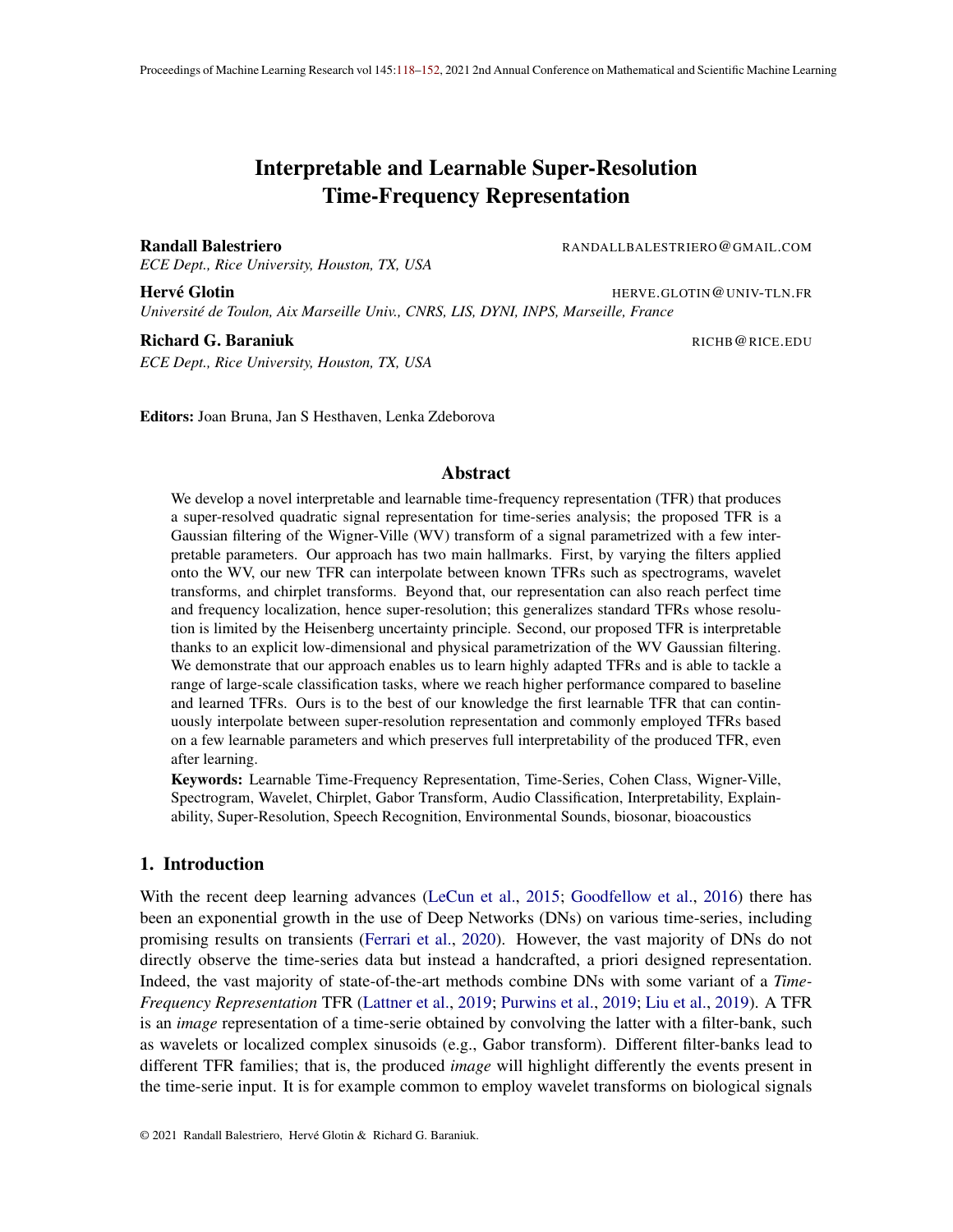# Interpretable and Learnable Super-Resolution Time-Frequency Representation

**Randall Balestriero** RANDALLBALESTRIERO@GMAIL.COM
*ECE Dept., Rice University, Houston, TX, USA*

**Hervé Glotin** HERVE.GLOTIN@UNIV-TLN.FR
*Université de Toulon, Aix Marseille Univ., CNRS, LIS, DYNI, INPS, Marseille, France*

**Richard G. Baraniuk** RICHB@RICE.EDU
*ECE Dept., Rice University, Houston, TX, USA*

**Editors:** Joan Bruna, Jan S Hesthaven, Lenka Zdeborova

## Abstract

We develop a novel interpretable and learnable time-frequency representation (TFR) that produces a super-resolved quadratic signal representation for time-series analysis; the proposed TFR is a Gaussian filtering of the Wigner-Ville (WV) transform of a signal parametrized with a few interpretable parameters. Our approach has two main hallmarks. First, by varying the filters applied onto the WV, our new TFR can interpolate between known TFRs such as spectrograms, wavelet transforms, and chirplet transforms. Beyond that, our representation can also reach perfect time and frequency localization, hence super-resolution; this generalizes standard TFRs whose resolution is limited by the Heisenberg uncertainty principle. Second, our proposed TFR is interpretable thanks to an explicit low-dimensional and physical parametrization of the WV Gaussian filtering. We demonstrate that our approach enables us to learn highly adapted TFRs and is able to tackle a range of large-scale classification tasks, where we reach higher performance compared to baseline and learned TFRs. Ours is to the best of our knowledge the first learnable TFR that can continuously interpolate between super-resolution representation and commonly employed TFRs based on a few learnable parameters and which preserves full interpretability of the produced TFR, even after learning.

**Keywords:** Learnable Time-Frequency Representation, Time-Series, Cohen Class, Wigner-Ville, Spectrogram, Wavelet, Chirplet, Gabor Transform, Audio Classification, Interpretability, Explainability, Super-Resolution, Speech Recognition, Environmental Sounds, biosonar, bioacoustics

## 1. Introduction

With the recent deep learning advances (LeCun et al., 2015; Goodfellow et al., 2016) there has been an exponential growth in the use of Deep Networks (DNs) on various time-series, including promising results on transients (Ferrari et al., 2020). However, the vast majority of DNs do not directly observe the time-series data but instead a handcrafted, a priori designed representation. Indeed, the vast majority of state-of-the-art methods combine DNs with some variant of a *Time-Frequency Representation* TFR (Lattner et al., 2019; Purwins et al., 2019; Liu et al., 2019). A TFR is an *image* representation of a time-serie obtained by convolving the latter with a filter-bank, such as wavelets or localized complex sinusoids (e.g., Gabor transform). Different filter-banks lead to different TFR families; that is, the produced *image* will highlight differently the events present in the time-serie input. It is for example common to employ wavelet transforms on biological signals

© 2021 Randall Balestriero, Hervé Glotin & Richard G. Baraniuk.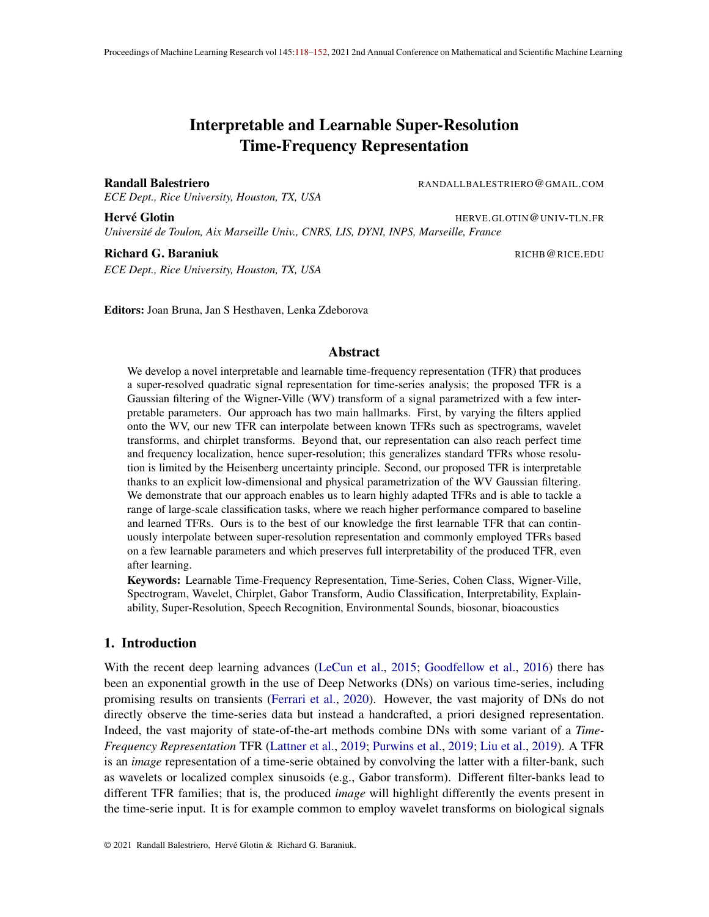# Interpretable and Learnable Super-Resolution Time-Frequency Representation

**Randall Balestriero** RANDALLBALESTRIERO@GMAIL.COM
*ECE Dept., Rice University, Houston, TX, USA*

**Hervé Glotin** HERVE.GLOTIN@UNIV-TLN.FR
*Université de Toulon, Aix Marseille Univ., CNRS, LIS, DYNI, INPS, Marseille, France*

**Richard G. Baraniuk** RICHB@RICE.EDU
*ECE Dept., Rice University, Houston, TX, USA*

**Editors:** Joan Bruna, Jan S Hesthaven, Lenka Zdeborova

## Abstract

We develop a novel interpretable and learnable time-frequency representation (TFR) that produces a super-resolved quadratic signal representation for time-series analysis; the proposed TFR is a Gaussian filtering of the Wigner-Ville (WV) transform of a signal parametrized with a few interpretable parameters. Our approach has two main hallmarks. First, by varying the filters applied onto the WV, our new TFR can interpolate between known TFRs such as spectrograms, wavelet transforms, and chirplet transforms. Beyond that, our representation can also reach perfect time and frequency localization, hence super-resolution; this generalizes standard TFRs whose resolution is limited by the Heisenberg uncertainty principle. Second, our proposed TFR is interpretable thanks to an explicit low-dimensional and physical parametrization of the WV Gaussian filtering. We demonstrate that our approach enables us to learn highly adapted TFRs and is able to tackle a range of large-scale classification tasks, where we reach higher performance compared to baseline and learned TFRs. Ours is to the best of our knowledge the first learnable TFR that can continuously interpolate between super-resolution representation and commonly employed TFRs based on a few learnable parameters and which preserves full interpretability of the produced TFR, even after learning.

**Keywords:** Learnable Time-Frequency Representation, Time-Series, Cohen Class, Wigner-Ville, Spectrogram, Wavelet, Chirplet, Gabor Transform, Audio Classification, Interpretability, Explainability, Super-Resolution, Speech Recognition, Environmental Sounds, biosonar, bioacoustics

## 1. Introduction

With the recent deep learning advances (LeCun et al., 2015; Goodfellow et al., 2016) there has been an exponential growth in the use of Deep Networks (DNs) on various time-series, including promising results on transients (Ferrari et al., 2020). However, the vast majority of DNs do not directly observe the time-series data but instead a handcrafted, a priori designed representation. Indeed, the vast majority of state-of-the-art methods combine DNs with some variant of a *Time-Frequency Representation* TFR (Lattner et al., 2019; Purwins et al., 2019; Liu et al., 2019). A TFR is an *image* representation of a time-serie obtained by convolving the latter with a filter-bank, such as wavelets or localized complex sinusoids (e.g., Gabor transform). Different filter-banks lead to different TFR families; that is, the produced *image* will highlight differently the events present in the time-serie input. It is for example common to employ wavelet transforms on biological signals

© 2021 Randall Balestriero, Hervé Glotin & Richard G. Baraniuk.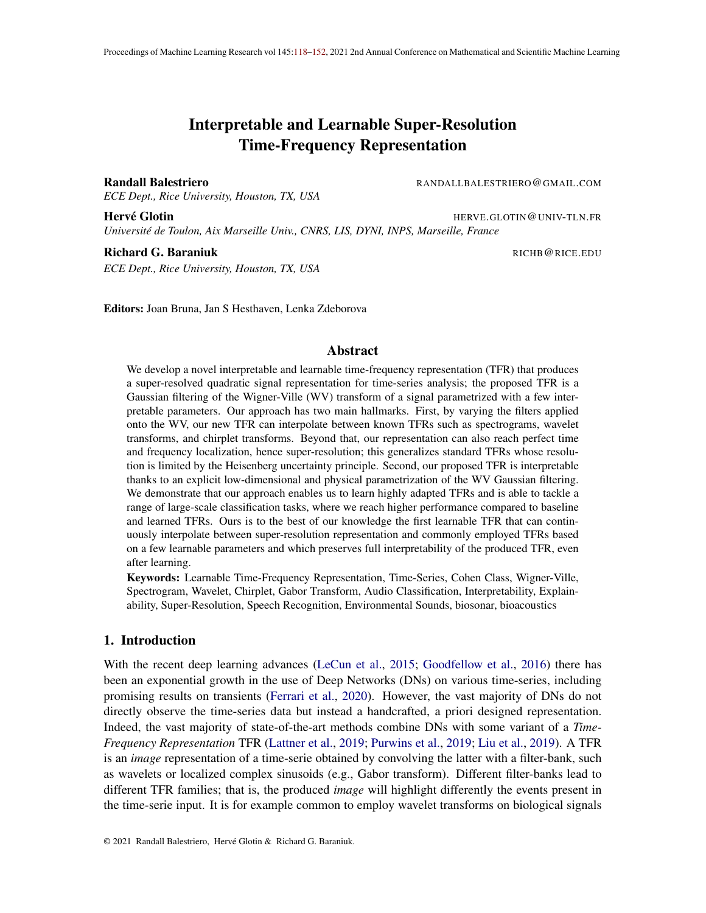# Interpretable and Learnable Super-Resolution Time-Frequency Representation

**Randall Balestriero** RANDALLBALESTRIERO@GMAIL.COM
*ECE Dept., Rice University, Houston, TX, USA*

**Hervé Glotin** HERVE.GLOTIN@UNIV-TLN.FR
*Université de Toulon, Aix Marseille Univ., CNRS, LIS, DYNI, INPS, Marseille, France*

**Richard G. Baraniuk** RICHB@RICE.EDU
*ECE Dept., Rice University, Houston, TX, USA*

**Editors:** Joan Bruna, Jan S Hesthaven, Lenka Zdeborova

## Abstract

We develop a novel interpretable and learnable time-frequency representation (TFR) that produces a super-resolved quadratic signal representation for time-series analysis; the proposed TFR is a Gaussian filtering of the Wigner-Ville (WV) transform of a signal parametrized with a few interpretable parameters. Our approach has two main hallmarks. First, by varying the filters applied onto the WV, our new TFR can interpolate between known TFRs such as spectrograms, wavelet transforms, and chirplet transforms. Beyond that, our representation can also reach perfect time and frequency localization, hence super-resolution; this generalizes standard TFRs whose resolution is limited by the Heisenberg uncertainty principle. Second, our proposed TFR is interpretable thanks to an explicit low-dimensional and physical parametrization of the WV Gaussian filtering. We demonstrate that our approach enables us to learn highly adapted TFRs and is able to tackle a range of large-scale classification tasks, where we reach higher performance compared to baseline and learned TFRs. Ours is to the best of our knowledge the first learnable TFR that can continuously interpolate between super-resolution representation and commonly employed TFRs based on a few learnable parameters and which preserves full interpretability of the produced TFR, even after learning.

**Keywords:** Learnable Time-Frequency Representation, Time-Series, Cohen Class, Wigner-Ville, Spectrogram, Wavelet, Chirplet, Gabor Transform, Audio Classification, Interpretability, Explainability, Super-Resolution, Speech Recognition, Environmental Sounds, biosonar, bioacoustics

## 1. Introduction

With the recent deep learning advances (LeCun et al., 2015; Goodfellow et al., 2016) there has been an exponential growth in the use of Deep Networks (DNs) on various time-series, including promising results on transients (Ferrari et al., 2020). However, the vast majority of DNs do not directly observe the time-series data but instead a handcrafted, a priori designed representation. Indeed, the vast majority of state-of-the-art methods combine DNs with some variant of a *Time-Frequency Representation* TFR (Lattner et al., 2019; Purwins et al., 2019; Liu et al., 2019). A TFR is an *image* representation of a time-serie obtained by convolving the latter with a filter-bank, such as wavelets or localized complex sinusoids (e.g., Gabor transform). Different filter-banks lead to different TFR families; that is, the produced *image* will highlight differently the events present in the time-serie input. It is for example common to employ wavelet transforms on biological signals

© 2021 Randall Balestriero, Hervé Glotin & Richard G. Baraniuk.